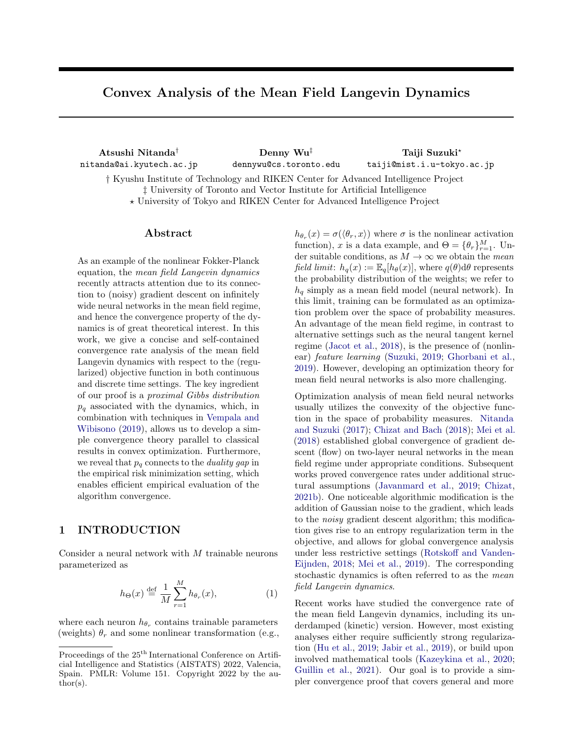# Convex Analysis of the Mean Field Langevin Dynamics

**Atsushi Nitanda**[†]
nitanda@ai.kyutech.ac.jp

**Denny Wu**[‡]
dennywu@cs.toronto.edu

**Taiji Suzuki**[⋆]
taiji@mist.i.u-tokyo.ac.jp

† Kyushu Institute of Technology and RIKEN Center for Advanced Intelligence Project
‡ University of Toronto and Vector Institute for Artificial Intelligence
⋆ University of Tokyo and RIKEN Center for Advanced Intelligence Project

## Abstract

As an example of the nonlinear Fokker-Planck equation, the *mean field Langevin dynamics* recently attracts attention due to its connection to (noisy) gradient descent on infinitely wide neural networks in the mean field regime, and hence the convergence property of the dynamics is of great theoretical interest. In this work, we give a concise and self-contained convergence rate analysis of the mean field Langevin dynamics with respect to the (regularized) objective function in both continuous and discrete time settings. The key ingredient of our proof is a *proximal Gibbs distribution* $p_q$ associated with the dynamics, which, in combination with techniques in Vempala and Wibisono (2019), allows us to develop a simple convergence theory parallel to classical results in convex optimization. Furthermore, we reveal that $p_q$ connects to the *duality gap* in the empirical risk minimization setting, which enables efficient empirical evaluation of the algorithm convergence.

## 1 INTRODUCTION

Consider a neural network with $M$ trainable neurons parameterized as

$$h_\Theta(x) \stackrel{\text{def}}{=} \frac{1}{M}\sum_{r=1}^{M} h_{\theta_r}(x), \tag{1}$$

where each neuron $h_{\theta_r}$ contains trainable parameters (weights) $\theta_r$ and some nonlinear transformation (e.g., $h_{\theta_r}(x) = \sigma(\langle\theta_r, x\rangle)$ where $\sigma$ is the nonlinear activation function), $x$ is a data example, and $\Theta = \{\theta_r\}_{r=1}^{M}$. Under suitable conditions, as $M \to \infty$ we obtain the *mean field limit*: $h_q(x) := \mathbb{E}_q[h_\theta(x)]$, where $q(\theta)\mathrm{d}\theta$ represents the probability distribution of the weights; we refer to $h_q$ simply as a mean field model (neural network). In this limit, training can be formulated as an optimization problem over the space of probability measures. An advantage of the mean field regime, in contrast to alternative settings such as the neural tangent kernel regime (Jacot et al., 2018), is the presence of (nonlinear) *feature learning* (Suzuki, 2019; Ghorbani et al., 2019). However, developing an optimization theory for mean field neural networks is also more challenging.

Optimization analysis of mean field neural networks usually utilizes the convexity of the objective function in the space of probability measures. Nitanda and Suzuki (2017); Chizat and Bach (2018); Mei et al. (2018) established global convergence of gradient descent (flow) on two-layer neural networks in the mean field regime under appropriate conditions. Subsequent works proved convergence rates under additional structural assumptions (Javanmard et al., 2019; Chizat, 2021b). One noticeable algorithmic modification is the addition of Gaussian noise to the gradient, which leads to the *noisy* gradient descent algorithm; this modification gives rise to an entropy regularization term in the objective, and allows for global convergence analysis under less restrictive settings (Rotskoff and Vanden-Eijnden, 2018; Mei et al., 2019). The corresponding stochastic dynamics is often referred to as the *mean field Langevin dynamics*.

Recent works have studied the convergence rate of the mean field Langevin dynamics, including its underdamped (kinetic) version. However, most existing analyses either require sufficiently strong regularization (Hu et al., 2019; Jabir et al., 2019), or build upon involved mathematical tools (Kazeykina et al., 2020; Guillin et al., 2021). Our goal is to provide a simpler convergence proof that covers general and more

Proceedings of the 25[th] International Conference on Artificial Intelligence and Statistics (AISTATS) 2022, Valencia, Spain. PMLR: Volume 151. Copyright 2022 by the author(s).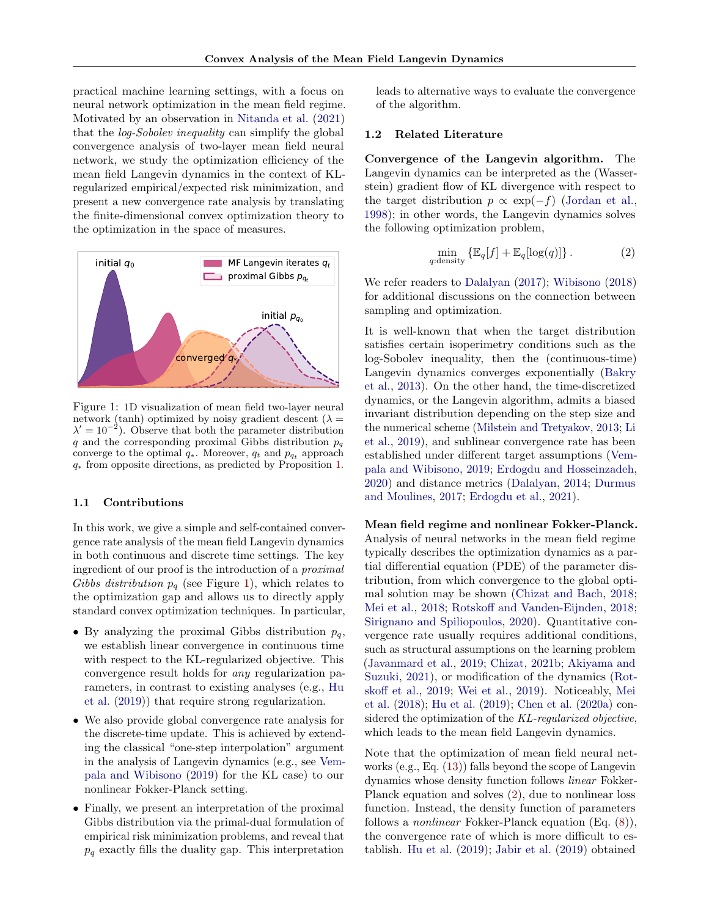practical machine learning settings, with a focus on neural network optimization in the mean field regime. Motivated by an observation in Nitanda et al. (2021) that the *log-Sobolev inequality* can simplify the global convergence analysis of two-layer mean field neural network, we study the optimization efficiency of the mean field Langevin dynamics in the context of KL-regularized empirical/expected risk minimization, and present a new convergence rate analysis by translating the finite-dimensional convex optimization theory to the optimization in the space of measures.

Figure 1: 1D visualization of mean field two-layer neural network (tanh) optimized by noisy gradient descent ($\lambda = \lambda' = 10^{-2}$). Observe that both the parameter distribution $q$ and the corresponding proximal Gibbs distribution $p_q$ converge to the optimal $q_*$. Moreover, $q_t$ and $p_{q_t}$ approach $q_*$ from opposite directions, as predicted by Proposition 1.

### 1.1 Contributions

In this work, we give a simple and self-contained convergence rate analysis of the mean field Langevin dynamics in both continuous and discrete time settings. The key ingredient of our proof is the introduction of a *proximal Gibbs distribution* $p_q$ (see Figure 1), which relates to the optimization gap and allows us to directly apply standard convex optimization techniques. In particular,

- By analyzing the proximal Gibbs distribution $p_q$, we establish linear convergence in continuous time with respect to the KL-regularized objective. This convergence result holds for *any* regularization parameters, in contrast to existing analyses (e.g., Hu et al. (2019)) that require strong regularization.
- We also provide global convergence rate analysis for the discrete-time update. This is achieved by extending the classical "one-step interpolation" argument in the analysis of Langevin dynamics (e.g., see Vempala and Wibisono (2019) for the KL case) to our nonlinear Fokker-Planck setting.
- Finally, we present an interpretation of the proximal Gibbs distribution via the primal-dual formulation of empirical risk minimization problems, and reveal that $p_q$ exactly fills the duality gap. This interpretation leads to alternative ways to evaluate the convergence of the algorithm.

### 1.2 Related Literature

**Convergence of the Langevin algorithm.** The Langevin dynamics can be interpreted as the (Wasserstein) gradient flow of KL divergence with respect to the target distribution $p \propto \exp(-f)$ (Jordan et al., 1998); in other words, the Langevin dynamics solves the following optimization problem,

$$\min_{q:\text{density}} \left\{ \mathbb{E}_q[f] + \mathbb{E}_q[\log(q)] \right\}. \tag{2}$$

We refer readers to Dalalyan (2017); Wibisono (2018) for additional discussions on the connection between sampling and optimization.

It is well-known that when the target distribution satisfies certain isoperimetry conditions such as the log-Sobolev inequality, then the (continuous-time) Langevin dynamics converges exponentially (Bakry et al., 2013). On the other hand, the time-discretized dynamics, or the Langevin algorithm, admits a biased invariant distribution depending on the step size and the numerical scheme (Milstein and Tretyakov, 2013; Li et al., 2019), and sublinear convergence rate has been established under different target assumptions (Vempala and Wibisono, 2019; Erdogdu and Hosseinzadeh, 2020) and distance metrics (Dalalyan, 2014; Durmus and Moulines, 2017; Erdogdu et al., 2021).

**Mean field regime and nonlinear Fokker-Planck.** Analysis of neural networks in the mean field regime typically describes the optimization dynamics as a partial differential equation (PDE) of the parameter distribution, from which convergence to the global optimal solution may be shown (Chizat and Bach, 2018; Mei et al., 2018; Rotskoff and Vanden-Eijnden, 2018; Sirignano and Spiliopoulos, 2020). Quantitative convergence rate usually requires additional conditions, such as structural assumptions on the learning problem (Javanmard et al., 2019; Chizat, 2021b; Akiyama and Suzuki, 2021), or modification of the dynamics (Rotskoff et al., 2019; Wei et al., 2019). Noticeably, Mei et al. (2018); Hu et al. (2019); Chen et al. (2020a) considered the optimization of the *KL-regularized objective*, which leads to the mean field Langevin dynamics.

Note that the optimization of mean field neural networks (e.g., Eq. (13)) falls beyond the scope of Langevin dynamics whose density function follows *linear* Fokker-Planck equation and solves (2), due to nonlinear loss function. Instead, the density function of parameters follows a *nonlinear* Fokker-Planck equation (Eq. (8)), the convergence rate of which is more difficult to establish. Hu et al. (2019); Jabir et al. (2019) obtained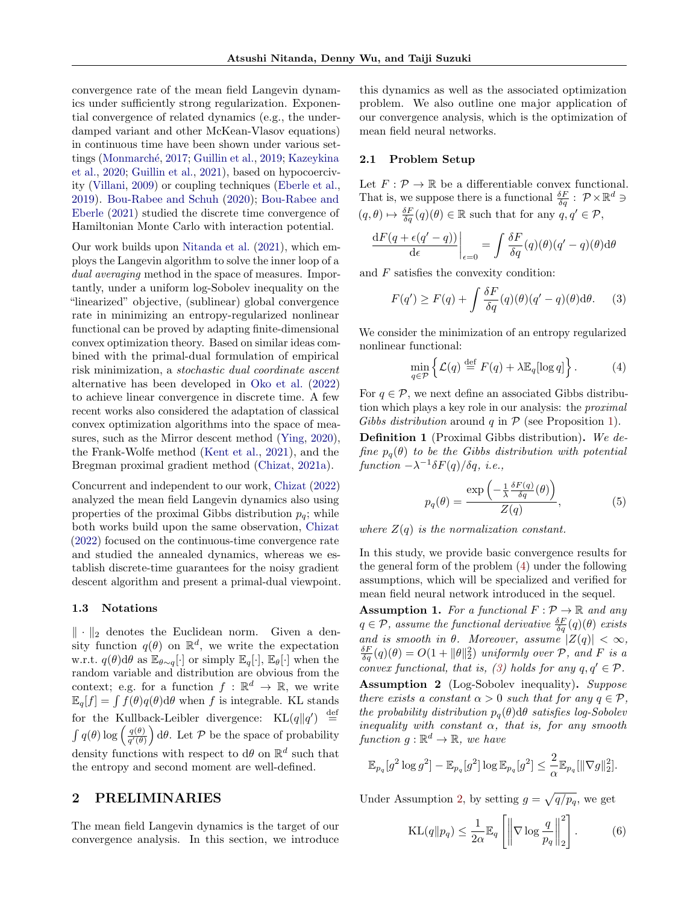convergence rate of the mean field Langevin dynamics under sufficiently strong regularization. Exponential convergence of related dynamics (e.g., the underdamped variant and other McKean-Vlasov equations) in continuous time have been shown under various settings (Monmarché, 2017; Guillin et al., 2019; Kazeykina et al., 2020; Guillin et al., 2021), based on hypocoercivity (Villani, 2009) or coupling techniques (Eberle et al., 2019). Bou-Rabee and Schuh (2020); Bou-Rabee and Eberle (2021) studied the discrete time convergence of Hamiltonian Monte Carlo with interaction potential.

Our work builds upon Nitanda et al. (2021), which employs the Langevin algorithm to solve the inner loop of a *dual averaging* method in the space of measures. Importantly, under a uniform log-Sobolev inequality on the "linearized" objective, (sublinear) global convergence rate in minimizing an entropy-regularized nonlinear functional can be proved by adapting finite-dimensional convex optimization theory. Based on similar ideas combined with the primal-dual formulation of empirical risk minimization, a *stochastic dual coordinate ascent* alternative has been developed in Oko et al. (2022) to achieve linear convergence in discrete time. A few recent works also considered the adaptation of classical convex optimization algorithms into the space of measures, such as the Mirror descent method (Ying, 2020), the Frank-Wolfe method (Kent et al., 2021), and the Bregman proximal gradient method (Chizat, 2021a).

Concurrent and independent to our work, Chizat (2022) analyzed the mean field Langevin dynamics also using properties of the proximal Gibbs distribution $p_q$; while both works build upon the same observation, Chizat (2022) focused on the continuous-time convergence rate and studied the annealed dynamics, whereas we establish discrete-time guarantees for the noisy gradient descent algorithm and present a primal-dual viewpoint.

### 1.3 Notations

$\|\cdot\|_2$ denotes the Euclidean norm. Given a density function $q(\theta)$ on $\mathbb{R}^d$, we write the expectation w.r.t. $q(\theta)\mathrm{d}\theta$ as $\mathbb{E}_{\theta\sim q}[\cdot]$ or simply $\mathbb{E}_q[\cdot]$, $\mathbb{E}_\theta[\cdot]$ when the random variable and distribution are obvious from the context; e.g. for a function $f:\mathbb{R}^d\to\mathbb{R}$, we write $\mathbb{E}_q[f]=\int f(\theta)q(\theta)\mathrm{d}\theta$ when $f$ is integrable. KL stands for the Kullback-Leibler divergence: $\mathrm{KL}(q\|q') \stackrel{\mathrm{def}}{=} \int q(\theta)\log\left(\frac{q(\theta)}{q'(\theta)}\right)\mathrm{d}\theta$. Let $\mathcal{P}$ be the space of probability density functions with respect to $\mathrm{d}\theta$ on $\mathbb{R}^d$ such that the entropy and second moment are well-defined.

## 2 PRELIMINARIES

The mean field Langevin dynamics is the target of our convergence analysis. In this section, we introduce this dynamics as well as the associated optimization problem. We also outline one major application of our convergence analysis, which is the optimization of mean field neural networks.

### 2.1 Problem Setup

Let $F:\mathcal{P}\to\mathbb{R}$ be a differentiable convex functional. That is, we suppose there is a functional $\frac{\delta F}{\delta q}:\mathcal{P}\times\mathbb{R}^d\ni(q,\theta)\mapsto\frac{\delta F}{\delta q}(q)(\theta)\in\mathbb{R}$ such that for any $q,q'\in\mathcal{P}$,

$$\left.\frac{\mathrm{d}F(q+\epsilon(q'-q))}{\mathrm{d}\epsilon}\right|_{\epsilon=0}=\int\frac{\delta F}{\delta q}(q)(\theta)(q'-q)(\theta)\mathrm{d}\theta$$

and $F$ satisfies the convexity condition:

$$F(q')\geq F(q)+\int\frac{\delta F}{\delta q}(q)(\theta)(q'-q)(\theta)\mathrm{d}\theta. \tag{3}$$

We consider the minimization of an entropy regularized nonlinear functional:

$$\min_{q\in\mathcal{P}}\left\{\mathcal{L}(q)\stackrel{\mathrm{def}}{=}F(q)+\lambda\mathbb{E}_q[\log q]\right\}. \tag{4}$$

For $q\in\mathcal{P}$, we next define an associated Gibbs distribution which plays a key role in our analysis: the *proximal Gibbs distribution* around $q$ in $\mathcal{P}$ (see Proposition 1).

**Definition 1** (Proximal Gibbs distribution). *We define $p_q(\theta)$ to be the Gibbs distribution with potential function $-\lambda^{-1}\delta F(q)/\delta q$, i.e.,*

$$p_q(\theta)=\frac{\exp\left(-\frac{1}{\lambda}\frac{\delta F(q)}{\delta q}(\theta)\right)}{Z(q)}, \tag{5}$$

*where $Z(q)$ is the normalization constant.*

In this study, we provide basic convergence results for the general form of the problem (4) under the following assumptions, which will be specialized and verified for mean field neural network introduced in the sequel.

**Assumption 1.** *For a functional $F:\mathcal{P}\to\mathbb{R}$ and any $q\in\mathcal{P}$, assume the functional derivative $\frac{\delta F}{\delta q}(q)(\theta)$ exists and is smooth in $\theta$. Moreover, assume $|Z(q)|<\infty$, $\frac{\delta F}{\delta q}(q)(\theta)=O(1+\|\theta\|_2^2)$ uniformly over $\mathcal{P}$, and $F$ is a convex functional, that is, (3) holds for any $q,q'\in\mathcal{P}$.*

**Assumption 2** (Log-Sobolev inequality). *Suppose there exists a constant $\alpha>0$ such that for any $q\in\mathcal{P}$, the probability distribution $p_q(\theta)\mathrm{d}\theta$ satisfies log-Sobolev inequality with constant $\alpha$, that is, for any smooth function $g:\mathbb{R}^d\to\mathbb{R}$, we have*

$$\mathbb{E}_{p_q}[g^2\log g^2]-\mathbb{E}_{p_q}[g^2]\log\mathbb{E}_{p_q}[g^2]\leq\frac{2}{\alpha}\mathbb{E}_{p_q}[\|\nabla g\|_2^2].$$

Under Assumption 2, by setting $g=\sqrt{q/p_q}$, we get

$$\mathrm{KL}(q\|p_q)\leq\frac{1}{2\alpha}\mathbb{E}_q\left[\left\|\nabla\log\frac{q}{p_q}\right\|_2^2\right]. \tag{6}$$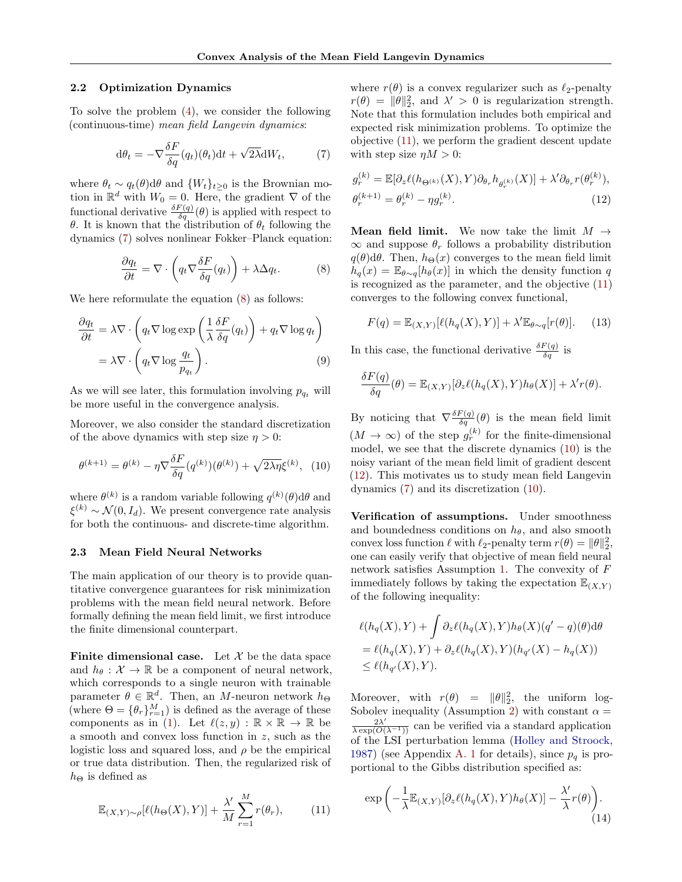### 2.2 Optimization Dynamics

To solve the problem (4), we consider the following (continuous-time) *mean field Langevin dynamics*:

$$\mathrm{d}\theta_t = -\nabla \frac{\delta F}{\delta q}(q_t)(\theta_t)\mathrm{d}t + \sqrt{2\lambda}\mathrm{d}W_t, \tag{7}$$

where $\theta_t \sim q_t(\theta)\mathrm{d}\theta$ and $\{W_t\}_{t\geq 0}$ is the Brownian motion in $\mathbb{R}^d$ with $W_0 = 0$. Here, the gradient $\nabla$ of the functional derivative $\frac{\delta F(q)}{\delta q}(\theta)$ is applied with respect to $\theta$. It is known that the distribution of $\theta_t$ following the dynamics (7) solves nonlinear Fokker–Planck equation:

$$\frac{\partial q_t}{\partial t} = \nabla \cdot \left( q_t \nabla \frac{\delta F}{\delta q}(q_t) \right) + \lambda \Delta q_t. \tag{8}$$

We here reformulate the equation (8) as follows:

$$\begin{aligned}\frac{\partial q_t}{\partial t} &= \lambda \nabla \cdot \left( q_t \nabla \log \exp\left( \frac{1}{\lambda} \frac{\delta F}{\delta q}(q_t) \right) + q_t \nabla \log q_t \right) \\ &= \lambda \nabla \cdot \left( q_t \nabla \log \frac{q_t}{p_{q_t}} \right). \end{aligned} \tag{9}$$

As we will see later, this formulation involving $p_{q_t}$ will be more useful in the convergence analysis.

Moreover, we also consider the standard discretization of the above dynamics with step size $\eta > 0$:

$$\theta^{(k+1)} = \theta^{(k)} - \eta \nabla \frac{\delta F}{\delta q}(q^{(k)})(\theta^{(k)}) + \sqrt{2\lambda\eta}\xi^{(k)}, \tag{10}$$

where $\theta^{(k)}$ is a random variable following $q^{(k)}(\theta)\mathrm{d}\theta$ and $\xi^{(k)} \sim \mathcal{N}(0, I_d)$. We present convergence rate analysis for both the continuous- and discrete-time algorithm.

### 2.3 Mean Field Neural Networks

The main application of our theory is to provide quantitative convergence guarantees for risk minimization problems with the mean field neural network. Before formally defining the mean field limit, we first introduce the finite dimensional counterpart.

**Finite dimensional case.** Let $\mathcal{X}$ be the data space and $h_\theta : \mathcal{X} \to \mathbb{R}$ be a component of neural network, which corresponds to a single neuron with trainable parameter $\theta \in \mathbb{R}^d$. Then, an $M$-neuron network $h_\Theta$ (where $\Theta = \{\theta_r\}_{r=1}^M$) is defined as the average of these components as in (1). Let $\ell(z, y) : \mathbb{R} \times \mathbb{R} \to \mathbb{R}$ be a smooth and convex loss function in $z$, such as the logistic loss and squared loss, and $\rho$ be the empirical or true data distribution. Then, the regularized risk of $h_\Theta$ is defined as

$$\mathbb{E}_{(X,Y)\sim\rho}[\ell(h_\Theta(X), Y)] + \frac{\lambda'}{M}\sum_{r=1}^{M} r(\theta_r), \tag{11}$$

where $r(\theta)$ is a convex regularizer such as $\ell_2$-penalty $r(\theta) = \|\theta\|_2^2$, and $\lambda' > 0$ is regularization strength. Note that this formulation includes both empirical and expected risk minimization problems. To optimize the objective (11), we perform the gradient descent update with step size $\eta M > 0$:

$$\begin{aligned} g_r^{(k)} &= \mathbb{E}[\partial_z \ell(h_{\Theta^{(k)}}(X), Y)\partial_{\theta_r} h_{\theta_r^{(k)}}(X)] + \lambda' \partial_{\theta_r} r(\theta_r^{(k)}), \\ \theta_r^{(k+1)} &= \theta_r^{(k)} - \eta g_r^{(k)}. \end{aligned} \tag{12}$$

**Mean field limit.** We now take the limit $M \to \infty$ and suppose $\theta_r$ follows a probability distribution $q(\theta)\mathrm{d}\theta$. Then, $h_\Theta(x)$ converges to the mean field limit $h_q(x) = \mathbb{E}_{\theta\sim q}[h_\theta(x)]$ in which the density function $q$ is recognized as the parameter, and the objective (11) converges to the following convex functional,

$$F(q) = \mathbb{E}_{(X,Y)}[\ell(h_q(X), Y)] + \lambda' \mathbb{E}_{\theta\sim q}[r(\theta)]. \tag{13}$$

In this case, the functional derivative $\frac{\delta F(q)}{\delta q}$ is

$$\frac{\delta F(q)}{\delta q}(\theta) = \mathbb{E}_{(X,Y)}[\partial_z \ell(h_q(X), Y) h_\theta(X)] + \lambda' r(\theta).$$

By noticing that $\nabla \frac{\delta F(q)}{\delta q}(\theta)$ is the mean field limit ($M \to \infty$) of the step $g_r^{(k)}$ for the finite-dimensional model, we see that the discrete dynamics (10) is the noisy variant of the mean field limit of gradient descent (12). This motivates us to study mean field Langevin dynamics (7) and its discretization (10).

**Verification of assumptions.** Under smoothness and boundedness conditions on $h_\theta$, and also smooth convex loss function $\ell$ with $\ell_2$-penalty term $r(\theta) = \|\theta\|_2^2$, one can easily verify that objective of mean field neural network satisfies Assumption 1. The convexity of $F$ immediately follows by taking the expectation $\mathbb{E}_{(X,Y)}$ of the following inequality:

$$\begin{aligned} &\ell(h_q(X), Y) + \int \partial_z \ell(h_q(X), Y) h_\theta(X)(q' - q)(\theta)\mathrm{d}\theta \\ &= \ell(h_q(X), Y) + \partial_z \ell(h_q(X), Y)(h_{q'}(X) - h_q(X)) \\ &\leq \ell(h_{q'}(X), Y). \end{aligned}$$

Moreover, with $r(\theta) = \|\theta\|_2^2$, the uniform log-Sobolev inequality (Assumption 2) with constant $\alpha = \frac{2\lambda'}{\lambda \exp(O(\lambda^{-1}))}$ can be verified via a standard application of the LSI perturbation lemma (Holley and Stroock, 1987) (see Appendix A. 1 for details), since $p_q$ is proportional to the Gibbs distribution specified as:

$$\exp\left( -\frac{1}{\lambda}\mathbb{E}_{(X,Y)}[\partial_z \ell(h_q(X), Y) h_\theta(X)] - \frac{\lambda'}{\lambda} r(\theta) \right). \tag{14}$$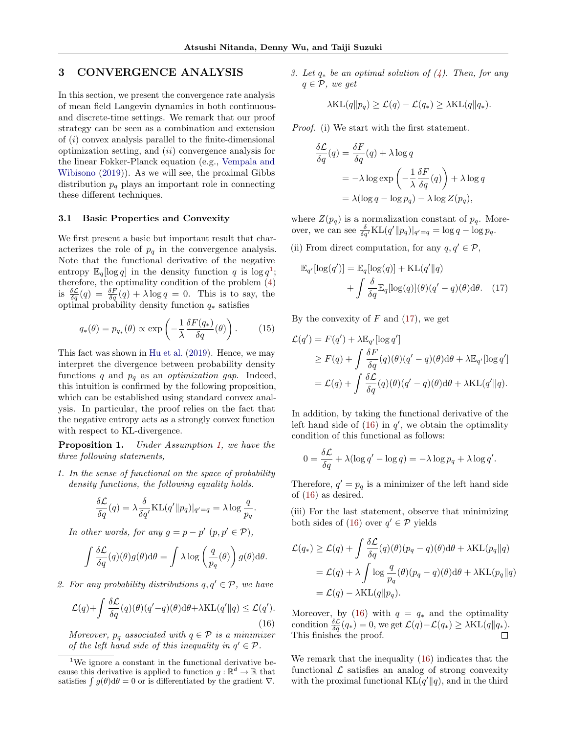## 3 CONVERGENCE ANALYSIS

In this section, we present the convergence rate analysis of mean field Langevin dynamics in both continuous- and discrete-time settings. We remark that our proof strategy can be seen as a combination and extension of ($i$) convex analysis parallel to the finite-dimensional optimization setting, and ($ii$) convergence analysis for the linear Fokker-Planck equation (e.g., Vempala and Wibisono (2019)). As we will see, the proximal Gibbs distribution $p_q$ plays an important role in connecting these different techniques.

### 3.1 Basic Properties and Convexity

We first present a basic but important result that characterizes the role of $p_q$ in the convergence analysis. Note that the functional derivative of the negative entropy $\mathbb{E}_q[\log q]$ in the density function $q$ is $\log q$[1]; therefore, the optimality condition of the problem (4) is $\frac{\delta \mathcal{L}}{\delta q}(q) = \frac{\delta F}{\delta q}(q) + \lambda \log q = 0$. This is to say, the optimal probability density function $q_*$ satisfies

$$
q_*(\theta) = p_{q_*}(\theta) \propto \exp\left(-\frac{1}{\lambda}\frac{\delta F(q_*)}{\delta q}(\theta)\right). \tag{15}
$$

This fact was shown in Hu et al. (2019). Hence, we may interpret the divergence between probability density functions $q$ and $p_q$ as an *optimization gap*. Indeed, this intuition is confirmed by the following proposition, which can be established using standard convex analysis. In particular, the proof relies on the fact that the negative entropy acts as a strongly convex function with respect to KL-divergence.

**Proposition 1.** *Under Assumption 1, we have the three following statements,*

1. *In the sense of functional on the space of probability density functions, the following equality holds.*

$$
\frac{\delta \mathcal{L}}{\delta q}(q) = \lambda \frac{\delta}{\delta q'}\mathrm{KL}(q' \| p_q)|_{q'=q} = \lambda \log \frac{q}{p_q}.
$$

*In other words, for any $g = p - p'$ ($p, p' \in \mathcal{P}$),*

$$
\int \frac{\delta \mathcal{L}}{\delta q}(q)(\theta) g(\theta)\mathrm{d}\theta = \int \lambda \log\left(\frac{q}{p_q}(\theta)\right) g(\theta)\mathrm{d}\theta.
$$

2. *For any probability distributions $q, q' \in \mathcal{P}$, we have*

$$
\mathcal{L}(q) + \int \frac{\delta \mathcal{L}}{\delta q}(q)(\theta)(q' - q)(\theta)\mathrm{d}\theta + \lambda \mathrm{KL}(q' \| q) \leq \mathcal{L}(q'). \tag{16}
$$

*Moreover, $p_q$ associated with $q \in \mathcal{P}$ is a minimizer of the left hand side of this inequality in $q' \in \mathcal{P}$.*

3. *Let $q_*$ be an optimal solution of (4). Then, for any $q \in \mathcal{P}$, we get*

$$
\lambda \mathrm{KL}(q \| p_q) \geq \mathcal{L}(q) - \mathcal{L}(q_*) \geq \lambda \mathrm{KL}(q \| q_*).
$$

*Proof.* (i) We start with the first statement.

$$
\begin{aligned}
\frac{\delta \mathcal{L}}{\delta q}(q) &= \frac{\delta F}{\delta q}(q) + \lambda \log q \\
&= -\lambda \log \exp\left(-\frac{1}{\lambda}\frac{\delta F}{\delta q}(q)\right) + \lambda \log q \\
&= \lambda(\log q - \log p_q) - \lambda \log Z(p_q),
\end{aligned}
$$

where $Z(p_q)$ is a normalization constant of $p_q$. Moreover, we can see $\frac{\delta}{\delta q'}\mathrm{KL}(q' \| p_q)|_{q'=q} = \log q - \log p_q$.

(ii) From direct computation, for any $q, q' \in \mathcal{P}$,

$$
\begin{aligned}
\mathbb{E}_{q'}[\log(q')] &= \mathbb{E}_q[\log(q)] + \mathrm{KL}(q' \| q) \\
&\quad + \int \frac{\delta}{\delta q}\mathbb{E}_q[\log(q)](\theta)(q' - q)(\theta)\mathrm{d}\theta. \qquad (17)
\end{aligned}
$$

By the convexity of $F$ and (17), we get

$$
\begin{aligned}
\mathcal{L}(q') &= F(q') + \lambda \mathbb{E}_{q'}[\log q'] \\
&\geq F(q) + \int \frac{\delta F}{\delta q}(q)(\theta)(q' - q)(\theta)\mathrm{d}\theta + \lambda \mathbb{E}_{q'}[\log q'] \\
&= \mathcal{L}(q) + \int \frac{\delta \mathcal{L}}{\delta q}(q)(\theta)(q' - q)(\theta)\mathrm{d}\theta + \lambda \mathrm{KL}(q' \| q).
\end{aligned}
$$

In addition, by taking the functional derivative of the left hand side of (16) in $q'$, we obtain the optimality condition of this functional as follows:

$$
0 = \frac{\delta \mathcal{L}}{\delta q} + \lambda(\log q' - \log q) = -\lambda \log p_q + \lambda \log q'.
$$

Therefore, $q' = p_q$ is a minimizer of the left hand side of (16) as desired.

(iii) For the last statement, observe that minimizing both sides of (16) over $q' \in \mathcal{P}$ yields

$$
\begin{aligned}
\mathcal{L}(q_*) &\geq \mathcal{L}(q) + \int \frac{\delta \mathcal{L}}{\delta q}(q)(\theta)(p_q - q)(\theta)\mathrm{d}\theta + \lambda \mathrm{KL}(p_q \| q) \\
&= \mathcal{L}(q) + \lambda \int \log \frac{q}{p_q}(\theta)(p_q - q)(\theta)\mathrm{d}\theta + \lambda \mathrm{KL}(p_q \| q) \\
&= \mathcal{L}(q) - \lambda \mathrm{KL}(q \| p_q).
\end{aligned}
$$

Moreover, by (16) with $q = q_*$ and the optimality condition $\frac{\delta \mathcal{L}}{\delta q}(q_*) = 0$, we get $\mathcal{L}(q) - \mathcal{L}(q_*) \geq \lambda \mathrm{KL}(q \| q_*)$. This finishes the proof. ∎

We remark that the inequality (16) indicates that the functional $\mathcal{L}$ satisfies an analog of strong convexity with the proximal functional $\mathrm{KL}(q' \| q)$, and in the third

[1] We ignore a constant in the functional derivative because this derivative is applied to function $g : \mathbb{R}^d \to \mathbb{R}$ that satisfies $\int g(\theta)\mathrm{d}\theta = 0$ or is differentiated by the gradient $\nabla$.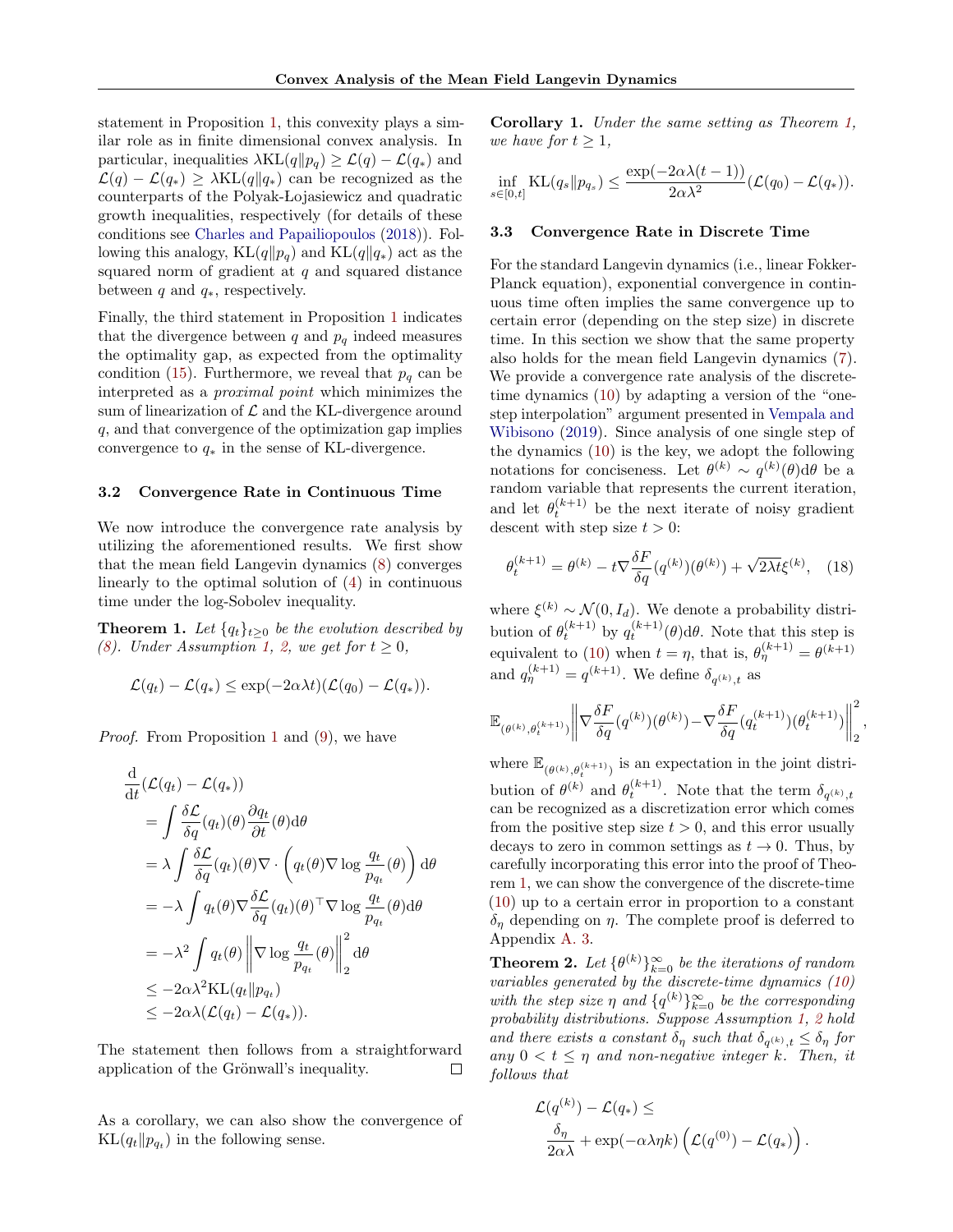statement in Proposition 1, this convexity plays a similar role as in finite dimensional convex analysis. In particular, inequalities $\lambda \mathrm{KL}(q\|p_q) \geq \mathcal{L}(q) - \mathcal{L}(q_*)$ and $\mathcal{L}(q) - \mathcal{L}(q_*) \geq \lambda \mathrm{KL}(q\|q_*)$ can be recognized as the counterparts of the Polyak-Łojasiewicz and quadratic growth inequalities, respectively (for details of these conditions see Charles and Papailiopoulos (2018)). Following this analogy, $\mathrm{KL}(q\|p_q)$ and $\mathrm{KL}(q\|q_*)$ act as the squared norm of gradient at $q$ and squared distance between $q$ and $q_*$, respectively.

Finally, the third statement in Proposition 1 indicates that the divergence between $q$ and $p_q$ indeed measures the optimality gap, as expected from the optimality condition (15). Furthermore, we reveal that $p_q$ can be interpreted as a *proximal point* which minimizes the sum of linearization of $\mathcal{L}$ and the KL-divergence around $q$, and that convergence of the optimization gap implies convergence to $q_*$ in the sense of KL-divergence.

### 3.2 Convergence Rate in Continuous Time

We now introduce the convergence rate analysis by utilizing the aforementioned results. We first show that the mean field Langevin dynamics (8) converges linearly to the optimal solution of (4) in continuous time under the log-Sobolev inequality.

**Theorem 1.** *Let $\{q_t\}_{t\geq 0}$ be the evolution described by (8). Under Assumption 1, 2, we get for $t \geq 0$,*

$$\mathcal{L}(q_t) - \mathcal{L}(q_*) \leq \exp(-2\alpha\lambda t)(\mathcal{L}(q_0) - \mathcal{L}(q_*)).$$

*Proof.* From Proposition 1 and (9), we have

$$\begin{aligned}
&\frac{\mathrm{d}}{\mathrm{d}t}(\mathcal{L}(q_t) - \mathcal{L}(q_*)) \\
&= \int \frac{\delta \mathcal{L}}{\delta q}(q_t)(\theta) \frac{\partial q_t}{\partial t}(\theta) \mathrm{d}\theta \\
&= \lambda \int \frac{\delta \mathcal{L}}{\delta q}(q_t)(\theta) \nabla \cdot \left( q_t(\theta) \nabla \log \frac{q_t}{p_{q_t}}(\theta) \right) \mathrm{d}\theta \\
&= -\lambda \int q_t(\theta) \nabla \frac{\delta \mathcal{L}}{\delta q}(q_t)(\theta)^\top \nabla \log \frac{q_t}{p_{q_t}}(\theta) \mathrm{d}\theta \\
&= -\lambda^2 \int q_t(\theta) \left\| \nabla \log \frac{q_t}{p_{q_t}}(\theta) \right\|_2^2 \mathrm{d}\theta \\
&\leq -2\alpha\lambda^2 \mathrm{KL}(q_t \| p_{q_t}) \\
&\leq -2\alpha\lambda(\mathcal{L}(q_t) - \mathcal{L}(q_*)).
\end{aligned}$$

The statement then follows from a straightforward application of the Grönwall's inequality. ∎

As a corollary, we can also show the convergence of $\mathrm{KL}(q_t\|p_{q_t})$ in the following sense.

**Corollary 1.** *Under the same setting as Theorem 1, we have for $t \geq 1$,*

$$\inf_{s\in[0,t]} \mathrm{KL}(q_s\|p_{q_s}) \leq \frac{\exp(-2\alpha\lambda(t-1))}{2\alpha\lambda^2}(\mathcal{L}(q_0) - \mathcal{L}(q_*)).$$

### 3.3 Convergence Rate in Discrete Time

For the standard Langevin dynamics (i.e., linear Fokker-Planck equation), exponential convergence in continuous time often implies the same convergence up to certain error (depending on the step size) in discrete time. In this section we show that the same property also holds for the mean field Langevin dynamics (7). We provide a convergence rate analysis of the discrete-time dynamics (10) by adapting a version of the "one-step interpolation" argument presented in Vempala and Wibisono (2019). Since analysis of one single step of the dynamics (10) is the key, we adopt the following notations for conciseness. Let $\theta^{(k)} \sim q^{(k)}(\theta)\mathrm{d}\theta$ be a random variable that represents the current iteration, and let $\theta_t^{(k+1)}$ be the next iterate of noisy gradient descent with step size $t > 0$:

$$\theta_t^{(k+1)} = \theta^{(k)} - t\nabla \frac{\delta F}{\delta q}(q^{(k)})(\theta^{(k)}) + \sqrt{2\lambda t}\xi^{(k)}, \quad (18)$$

where $\xi^{(k)} \sim \mathcal{N}(0, I_d)$. We denote a probability distribution of $\theta_t^{(k+1)}$ by $q_t^{(k+1)}(\theta)\mathrm{d}\theta$. Note that this step is equivalent to (10) when $t = \eta$, that is, $\theta_\eta^{(k+1)} = \theta^{(k+1)}$ and $q_\eta^{(k+1)} = q^{(k+1)}$. We define $\delta_{q^{(k)},t}$ as

$$\mathbb{E}_{(\theta^{(k)},\theta_t^{(k+1)})}\left\| \nabla \frac{\delta F}{\delta q}(q^{(k)})(\theta^{(k)}) - \nabla \frac{\delta F}{\delta q}(q_t^{(k+1)})(\theta_t^{(k+1)}) \right\|_2^2,$$

where $\mathbb{E}_{(\theta^{(k)},\theta_t^{(k+1)})}$ is an expectation in the joint distribution of $\theta^{(k)}$ and $\theta_t^{(k+1)}$. Note that the term $\delta_{q^{(k)},t}$ can be recognized as a discretization error which comes from the positive step size $t > 0$, and this error usually decays to zero in common settings as $t \to 0$. Thus, by carefully incorporating this error into the proof of Theorem 1, we can show the convergence of the discrete-time (10) up to a certain error in proportion to a constant $\delta_\eta$ depending on $\eta$. The complete proof is deferred to Appendix A. 3.

**Theorem 2.** *Let $\{\theta^{(k)}\}_{k=0}^\infty$ be the iterations of random variables generated by the discrete-time dynamics (10) with the step size $\eta$ and $\{q^{(k)}\}_{k=0}^\infty$ be the corresponding probability distributions. Suppose Assumption 1, 2 hold and there exists a constant $\delta_\eta$ such that $\delta_{q^{(k)},t} \leq \delta_\eta$ for any $0 < t \leq \eta$ and non-negative integer $k$. Then, it follows that*

$$\mathcal{L}(q^{(k)}) - \mathcal{L}(q_*) \leq \frac{\delta_\eta}{2\alpha\lambda} + \exp(-\alpha\lambda\eta k)\left(\mathcal{L}(q^{(0)}) - \mathcal{L}(q_*)\right).$$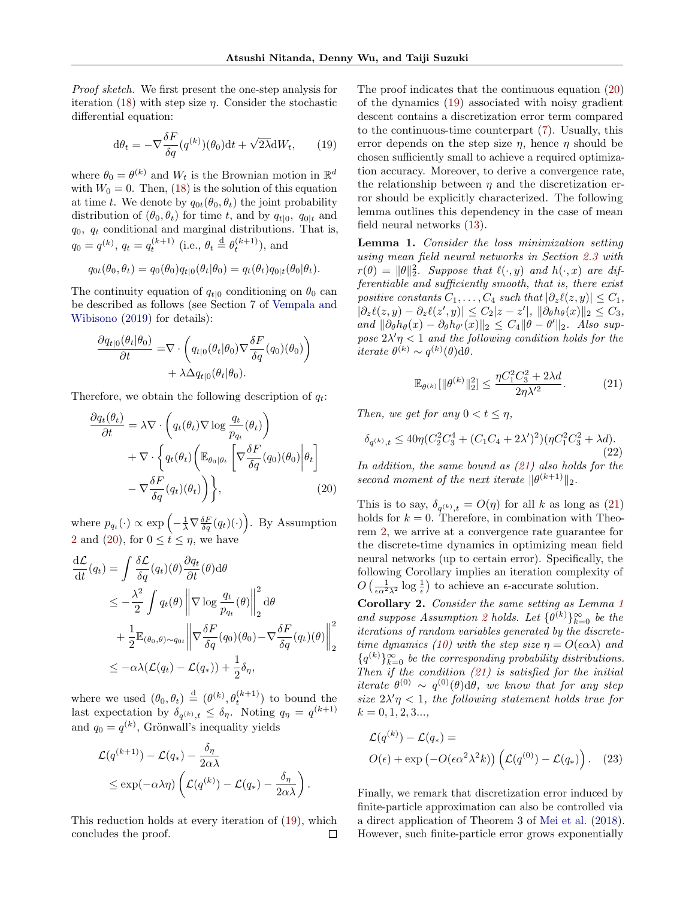*Proof sketch.* We first present the one-step analysis for iteration (18) with step size $\eta$. Consider the stochastic differential equation:

$$\mathrm{d}\theta_t = -\nabla \frac{\delta F}{\delta q}(q^{(k)})(\theta_0)\mathrm{d}t + \sqrt{2\lambda}\mathrm{d}W_t, \tag{19}$$

where $\theta_0 = \theta^{(k)}$ and $W_t$ is the Brownian motion in $\mathbb{R}^d$ with $W_0 = 0$. Then, (18) is the solution of this equation at time $t$. We denote by $q_{0t}(\theta_0, \theta_t)$ the joint probability distribution of $(\theta_0, \theta_t)$ for time $t$, and by $q_{t|0}$, $q_{0|t}$ and $q_0$, $q_t$ conditional and marginal distributions. That is, $q_0 = q^{(k)}$, $q_t = q_t^{(k+1)}$ (i.e., $\theta_t \overset{\mathrm{d}}{=} \theta_t^{(k+1)}$), and

$$q_{0t}(\theta_0, \theta_t) = q_0(\theta_0)q_{t|0}(\theta_t|\theta_0) = q_t(\theta_t)q_{0|t}(\theta_0|\theta_t).$$

The continuity equation of $q_{t|0}$ conditioning on $\theta_0$ can be described as follows (see Section 7 of Vempala and Wibisono (2019) for details):

$$\begin{aligned}\frac{\partial q_{t|0}(\theta_t|\theta_0)}{\partial t} =& \nabla \cdot \left( q_{t|0}(\theta_t|\theta_0)\nabla \frac{\delta F}{\delta q}(q_0)(\theta_0)\right) \\ &+ \lambda \Delta q_{t|0}(\theta_t|\theta_0).\end{aligned}$$

Therefore, we obtain the following description of $q_t$:

$$\begin{aligned}\frac{\partial q_t(\theta_t)}{\partial t} =& \lambda \nabla \cdot \left( q_t(\theta_t) \nabla \log \frac{q_t}{p_{q_t}}(\theta_t)\right) \\ &+ \nabla \cdot \left\{ q_t(\theta_t)\left( \mathbb{E}_{\theta_0|\theta_t}\left[ \nabla \frac{\delta F}{\delta q}(q_0)(\theta_0) \middle| \theta_t \right] \right.\right. \\ &\left.\left. - \nabla \frac{\delta F}{\delta q}(q_t)(\theta_t)\right)\right\}, \end{aligned}\tag{20}$$

where $p_{q_t}(\cdot) \propto \exp\left(-\frac{1}{\lambda}\nabla\frac{\delta F}{\delta q}(q_t)(\cdot)\right)$. By Assumption 2 and (20), for $0 \le t \le \eta$, we have

$$\begin{aligned}\frac{\mathrm{d}\mathcal{L}}{\mathrm{d}t}(q_t) &= \int \frac{\delta \mathcal{L}}{\delta q}(q_t)(\theta)\frac{\partial q_t}{\partial t}(\theta)\mathrm{d}\theta \\ &\le -\frac{\lambda^2}{2}\int q_t(\theta)\left\| \nabla \log \frac{q_t}{p_{q_t}}(\theta)\right\|_2^2 \mathrm{d}\theta \\ &\quad + \frac{1}{2}\mathbb{E}_{(\theta_0,\theta)\sim q_{0t}}\left\| \nabla \frac{\delta F}{\delta q}(q_0)(\theta_0) - \nabla\frac{\delta F}{\delta q}(q_t)(\theta)\right\|_2^2 \\ &\le -\alpha\lambda(\mathcal{L}(q_t) - \mathcal{L}(q_*)) + \frac{1}{2}\delta_\eta,\end{aligned}$$

where we used $(\theta_0, \theta_t) \overset{\mathrm{d}}{=} (\theta^{(k)}, \theta_t^{(k+1)})$ to bound the last expectation by $\delta_{q^{(k)},t} \le \delta_\eta$. Noting $q_\eta = q^{(k+1)}$ and $q_0 = q^{(k)}$, Grönwall's inequality yields

$$\begin{aligned}&\mathcal{L}(q^{(k+1)}) - \mathcal{L}(q_*) - \frac{\delta_\eta}{2\alpha\lambda} \\ &\le \exp(-\alpha\lambda\eta)\left( \mathcal{L}(q^{(k)}) - \mathcal{L}(q_*) - \frac{\delta_\eta}{2\alpha\lambda}\right).\end{aligned}$$

This reduction holds at every iteration of (19), which concludes the proof. ∎

The proof indicates that the continuous equation (20) of the dynamics (19) associated with noisy gradient descent contains a discretization error term compared to the continuous-time counterpart (7). Usually, this error depends on the step size $\eta$, hence $\eta$ should be chosen sufficiently small to achieve a required optimization accuracy. Moreover, to derive a convergence rate, the relationship between $\eta$ and the discretization error should be explicitly characterized. The following lemma outlines this dependency in the case of mean field neural networks (13).

**Lemma 1.** *Consider the loss minimization setting using mean field neural networks in Section 2.3 with $r(\theta) = \|\theta\|_2^2$. Suppose that $\ell(\cdot, y)$ and $h(\cdot, x)$ are differentiable and sufficiently smooth, that is, there exist positive constants $C_1, \ldots, C_4$ such that $|\partial_z \ell(z,y)| \le C_1$, $|\partial_z \ell(z,y) - \partial_z \ell(z',y)| \le C_2|z - z'|$, $\|\partial_\theta h_\theta(x)\|_2 \le C_3$, and $\|\partial_\theta h_\theta(x) - \partial_\theta h_{\theta'}(x)\|_2 \le C_4\|\theta - \theta'\|_2$. Also suppose $2\lambda'\eta < 1$ and the following condition holds for the iterate $\theta^{(k)} \sim q^{(k)}(\theta)\mathrm{d}\theta$.*

$$\mathbb{E}_{\theta^{(k)}}[\|\theta^{(k)}\|_2^2] \le \frac{\eta C_1^2 C_3^2 + 2\lambda d}{2\eta\lambda'^2}. \tag{21}$$

*Then, we get for any $0 < t \le \eta$,*

$$\delta_{q^{(k)},t} \le 40\eta(C_2^2C_3^4 + (C_1C_4 + 2\lambda')^2)(\eta C_1^2 C_3^2 + \lambda d). \tag{22}$$

*In addition, the same bound as (21) also holds for the second moment of the next iterate $\|\theta^{(k+1)}\|_2$.*

This is to say, $\delta_{q^{(k)},t} = O(\eta)$ for all $k$ as long as (21) holds for $k = 0$. Therefore, in combination with Theorem 2, we arrive at a convergence rate guarantee for the discrete-time dynamics in optimizing mean field neural networks (up to certain error). Specifically, the following Corollary implies an iteration complexity of $O\left(\frac{1}{\epsilon\alpha^2\lambda^2}\log\frac{1}{\epsilon}\right)$ to achieve an $\epsilon$-accurate solution.

**Corollary 2.** *Consider the same setting as Lemma 1 and suppose Assumption 2 holds. Let $\{\theta^{(k)}\}_{k=0}^\infty$ be the iterations of random variables generated by the discrete-time dynamics (10) with the step size $\eta = O(\epsilon\alpha\lambda)$ and $\{q^{(k)}\}_{k=0}^\infty$ be the corresponding probability distributions. Then if the condition (21) is satisfied for the initial iterate $\theta^{(0)} \sim q^{(0)}(\theta)\mathrm{d}\theta$, we know that for any step size $2\lambda'\eta < 1$, the following statement holds true for $k = 0, 1, 2, 3...$,*

$$\begin{aligned}&\mathcal{L}(q^{(k)}) - \mathcal{L}(q_*) = \\ &O(\epsilon) + \exp\left(-O(\epsilon\alpha^2\lambda^2 k)\right)\left(\mathcal{L}(q^{(0)}) - \mathcal{L}(q_*)\right).\end{aligned}\tag{23}$$

Finally, we remark that discretization error induced by finite-particle approximation can also be controlled via a direct application of Theorem 3 of Mei et al. (2018). However, such finite-particle error grows exponentially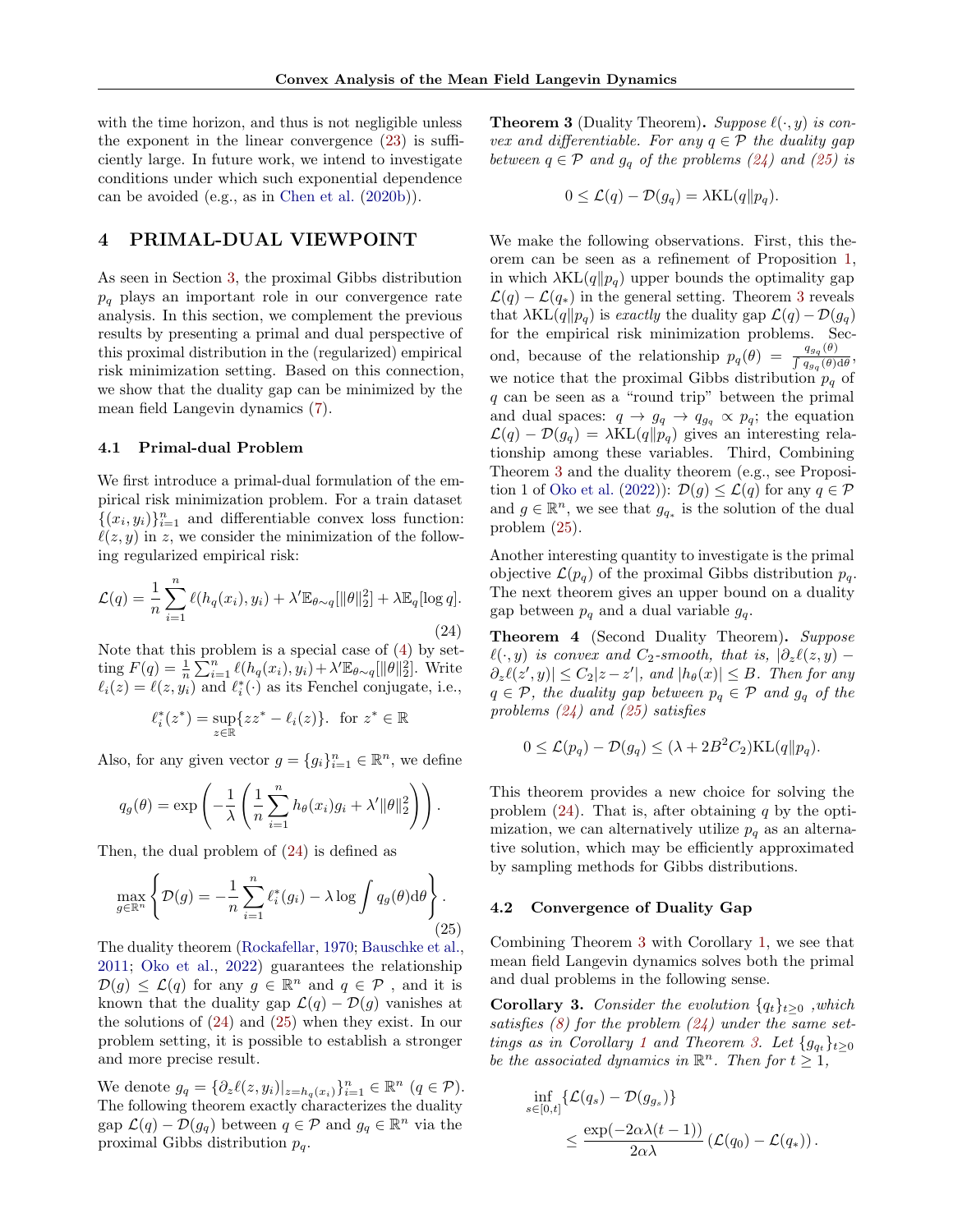with the time horizon, and thus is not negligible unless the exponent in the linear convergence (23) is sufficiently large. In future work, we intend to investigate conditions under which such exponential dependence can be avoided (e.g., as in Chen et al. (2020b)).

# 4 PRIMAL-DUAL VIEWPOINT

As seen in Section 3, the proximal Gibbs distribution $p_q$ plays an important role in our convergence rate analysis. In this section, we complement the previous results by presenting a primal and dual perspective of this proximal distribution in the (regularized) empirical risk minimization setting. Based on this connection, we show that the duality gap can be minimized by the mean field Langevin dynamics (7).

## 4.1 Primal-dual Problem

We first introduce a primal-dual formulation of the empirical risk minimization problem. For a train dataset $\{(x_i, y_i)\}_{i=1}^n$ and differentiable convex loss function: $\ell(z, y)$ in $z$, we consider the minimization of the following regularized empirical risk:

$$\mathcal{L}(q) = \frac{1}{n}\sum_{i=1}^{n} \ell(h_q(x_i), y_i) + \lambda' \mathbb{E}_{\theta\sim q}[\|\theta\|_2^2] + \lambda \mathbb{E}_q[\log q]. \tag{24}$$

Note that this problem is a special case of (4) by setting $F(q) = \frac{1}{n}\sum_{i=1}^{n} \ell(h_q(x_i), y_i) + \lambda' \mathbb{E}_{\theta\sim q}[\|\theta\|_2^2]$. Write $\ell_i(z) = \ell(z, y_i)$ and $\ell_i^*(\cdot)$ as its Fenchel conjugate, i.e.,

$$\ell_i^*(z^*) = \sup_{z\in\mathbb{R}}\{zz^* - \ell_i(z)\}. \text{ for } z^* \in \mathbb{R}$$

Also, for any given vector $g = \{g_i\}_{i=1}^n \in \mathbb{R}^n$, we define

$$q_g(\theta) = \exp\left(-\frac{1}{\lambda}\left(\frac{1}{n}\sum_{i=1}^{n} h_\theta(x_i) g_i + \lambda' \|\theta\|_2^2\right)\right).$$

Then, the dual problem of (24) is defined as

$$\max_{g\in\mathbb{R}^n}\left\{\mathcal{D}(g) = -\frac{1}{n}\sum_{i=1}^{n} \ell_i^*(g_i) - \lambda \log \int q_g(\theta)\mathrm{d}\theta\right\}. \tag{25}$$

The duality theorem (Rockafellar, 1970; Bauschke et al., 2011; Oko et al., 2022) guarantees the relationship $\mathcal{D}(g) \le \mathcal{L}(q)$ for any $g \in \mathbb{R}^n$ and $q \in \mathcal{P}$ , and it is known that the duality gap $\mathcal{L}(q) - \mathcal{D}(g)$ vanishes at the solutions of (24) and (25) when they exist. In our problem setting, it is possible to establish a stronger and more precise result.

We denote $g_q = \{\partial_z \ell(z, y_i)|_{z=h_q(x_i)}\}_{i=1}^n \in \mathbb{R}^n$ $(q \in \mathcal{P})$. The following theorem exactly characterizes the duality gap $\mathcal{L}(q) - \mathcal{D}(g_q)$ between $q \in \mathcal{P}$ and $g_q \in \mathbb{R}^n$ via the proximal Gibbs distribution $p_q$.

**Theorem 3** (Duality Theorem)**.** *Suppose $\ell(\cdot, y)$ is convex and differentiable. For any $q \in \mathcal{P}$ the duality gap between $q \in \mathcal{P}$ and $g_q$ of the problems (24) and (25) is*

$$0 \le \mathcal{L}(q) - \mathcal{D}(g_q) = \lambda \mathrm{KL}(q\|p_q).$$

We make the following observations. First, this theorem can be seen as a refinement of Proposition 1, in which $\lambda\mathrm{KL}(q\|p_q)$ upper bounds the optimality gap $\mathcal{L}(q) - \mathcal{L}(q_*)$ in the general setting. Theorem 3 reveals that $\lambda\mathrm{KL}(q\|p_q)$ is *exactly* the duality gap $\mathcal{L}(q) - \mathcal{D}(g_q)$ for the empirical risk minimization problems. Second, because of the relationship $p_q(\theta) = \frac{q_{g_q}(\theta)}{\int q_{g_q}(\theta)\mathrm{d}\theta}$, we notice that the proximal Gibbs distribution $p_q$ of $q$ can be seen as a "round trip" between the primal and dual spaces: $q \to g_q \to q_{g_q} \propto p_q$; the equation $\mathcal{L}(q) - \mathcal{D}(g_q) = \lambda\mathrm{KL}(q\|p_q)$ gives an interesting relationship among these variables. Third, Combining Theorem 3 and the duality theorem (e.g., see Proposition 1 of Oko et al. (2022)): $\mathcal{D}(g) \le \mathcal{L}(q)$ for any $q \in \mathcal{P}$ and $g \in \mathbb{R}^n$, we see that $g_{q_*}$ is the solution of the dual problem (25).

Another interesting quantity to investigate is the primal objective $\mathcal{L}(p_q)$ of the proximal Gibbs distribution $p_q$. The next theorem gives an upper bound on a duality gap between $p_q$ and a dual variable $g_q$.

**Theorem 4** (Second Duality Theorem)**.** *Suppose $\ell(\cdot, y)$ is convex and $C_2$-smooth, that is, $|\partial_z \ell(z, y) - \partial_z \ell(z', y)| \le C_2|z - z'|$, and $|h_\theta(x)| \le B$. Then for any $q \in \mathcal{P}$, the duality gap between $p_q \in \mathcal{P}$ and $g_q$ of the problems (24) and (25) satisfies*

$$0 \le \mathcal{L}(p_q) - \mathcal{D}(g_q) \le (\lambda + 2B^2C_2)\mathrm{KL}(q\|p_q).$$

This theorem provides a new choice for solving the problem (24). That is, after obtaining $q$ by the optimization, we can alternatively utilize $p_q$ as an alternative solution, which may be efficiently approximated by sampling methods for Gibbs distributions.

## 4.2 Convergence of Duality Gap

Combining Theorem 3 with Corollary 1, we see that mean field Langevin dynamics solves both the primal and dual problems in the following sense.

**Corollary 3.** *Consider the evolution $\{q_t\}_{t\ge 0}$ ,which satisfies (8) for the problem (24) under the same settings as in Corollary 1 and Theorem 3. Let $\{g_{q_t}\}_{t\ge 0}$ be the associated dynamics in $\mathbb{R}^n$. Then for $t \ge 1$,*

$$\inf_{s\in[0,t]}\{\mathcal{L}(q_s) - \mathcal{D}(g_{q_s})\} \le \frac{\exp(-2\alpha\lambda(t-1))}{2\alpha\lambda}\left(\mathcal{L}(q_0) - \mathcal{L}(q_*)\right).$$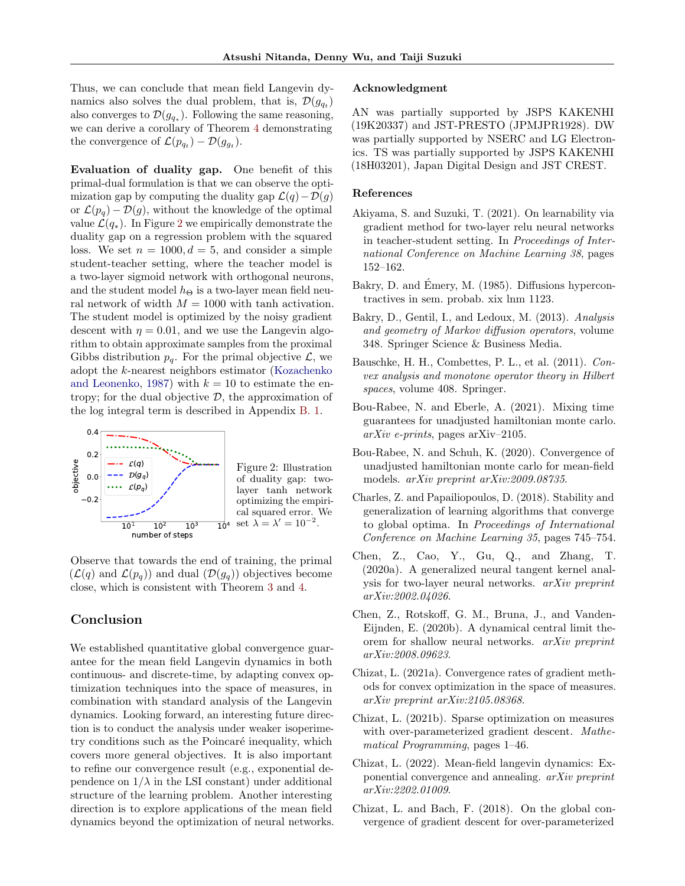Thus, we can conclude that mean field Langevin dynamics also solves the dual problem, that is, $\mathcal{D}(g_{q_t})$ also converges to $\mathcal{D}(g_{q_*})$. Following the same reasoning, we can derive a corollary of Theorem 4 demonstrating the convergence of $\mathcal{L}(p_{q_t}) - \mathcal{D}(g_{q_t})$.

**Evaluation of duality gap.** One benefit of this primal-dual formulation is that we can observe the optimization gap by computing the duality gap $\mathcal{L}(q) - \mathcal{D}(g)$ or $\mathcal{L}(p_q) - \mathcal{D}(g)$, without the knowledge of the optimal value $\mathcal{L}(q_*)$. In Figure 2 we empirically demonstrate the duality gap on a regression problem with the squared loss. We set $n = 1000, d = 5$, and consider a simple student-teacher setting, where the teacher model is a two-layer sigmoid network with orthogonal neurons, and the student model $h_\Theta$ is a two-layer mean field neural network of width $M = 1000$ with tanh activation. The student model is optimized by the noisy gradient descent with $\eta = 0.01$, and we use the Langevin algorithm to obtain approximate samples from the proximal Gibbs distribution $p_q$. For the primal objective $\mathcal{L}$, we adopt the $k$-nearest neighbors estimator (Kozachenko and Leonenko, 1987) with $k = 10$ to estimate the entropy; for the dual objective $\mathcal{D}$, the approximation of the log integral term is described in Appendix B. 1.

Figure 2: Illustration of duality gap: two-layer tanh network optimizing the empirical squared error. We set $\lambda = \lambda' = 10^{-2}$.

Observe that towards the end of training, the primal ($\mathcal{L}(q)$ and $\mathcal{L}(p_q)$) and dual ($\mathcal{D}(g_q)$) objectives become close, which is consistent with Theorem 3 and 4.

## Conclusion

We established quantitative global convergence guarantee for the mean field Langevin dynamics in both continuous- and discrete-time, by adapting convex optimization techniques into the space of measures, in combination with standard analysis of the Langevin dynamics. Looking forward, an interesting future direction is to conduct the analysis under weaker isoperimetry conditions such as the Poincaré inequality, which covers more general objectives. It is also important to refine our convergence result (e.g., exponential dependence on $1/\lambda$ in the LSI constant) under additional structure of the learning problem. Another interesting direction is to explore applications of the mean field dynamics beyond the optimization of neural networks.

## Acknowledgment

AN was partially supported by JSPS KAKENHI (19K20337) and JST-PRESTO (JPMJPR1928). DW was partially supported by NSERC and LG Electronics. TS was partially supported by JSPS KAKENHI (18H03201), Japan Digital Design and JST CREST.

## References

Akiyama, S. and Suzuki, T. (2021). On learnability via gradient method for two-layer relu neural networks in teacher-student setting. In *Proceedings of International Conference on Machine Learning 38*, pages 152–162.

Bakry, D. and Émery, M. (1985). Diffusions hypercontractives in sem. probab. xix lnm 1123.

Bakry, D., Gentil, I., and Ledoux, M. (2013). *Analysis and geometry of Markov diffusion operators*, volume 348. Springer Science & Business Media.

Bauschke, H. H., Combettes, P. L., et al. (2011). *Convex analysis and monotone operator theory in Hilbert spaces*, volume 408. Springer.

Bou-Rabee, N. and Eberle, A. (2021). Mixing time guarantees for unadjusted hamiltonian monte carlo. *arXiv e-prints*, pages arXiv–2105.

Bou-Rabee, N. and Schuh, K. (2020). Convergence of unadjusted hamiltonian monte carlo for mean-field models. *arXiv preprint arXiv:2009.08735*.

Charles, Z. and Papailiopoulos, D. (2018). Stability and generalization of learning algorithms that converge to global optima. In *Proceedings of International Conference on Machine Learning 35*, pages 745–754.

Chen, Z., Cao, Y., Gu, Q., and Zhang, T. (2020a). A generalized neural tangent kernel analysis for two-layer neural networks. *arXiv preprint arXiv:2002.04026*.

Chen, Z., Rotskoff, G. M., Bruna, J., and Vanden-Eijnden, E. (2020b). A dynamical central limit theorem for shallow neural networks. *arXiv preprint arXiv:2008.09623*.

Chizat, L. (2021a). Convergence rates of gradient methods for convex optimization in the space of measures. *arXiv preprint arXiv:2105.08368*.

Chizat, L. (2021b). Sparse optimization on measures with over-parameterized gradient descent. *Mathematical Programming*, pages 1–46.

Chizat, L. (2022). Mean-field langevin dynamics: Exponential convergence and annealing. *arXiv preprint arXiv:2202.01009*.

Chizat, L. and Bach, F. (2018). On the global convergence of gradient descent for over-parameterized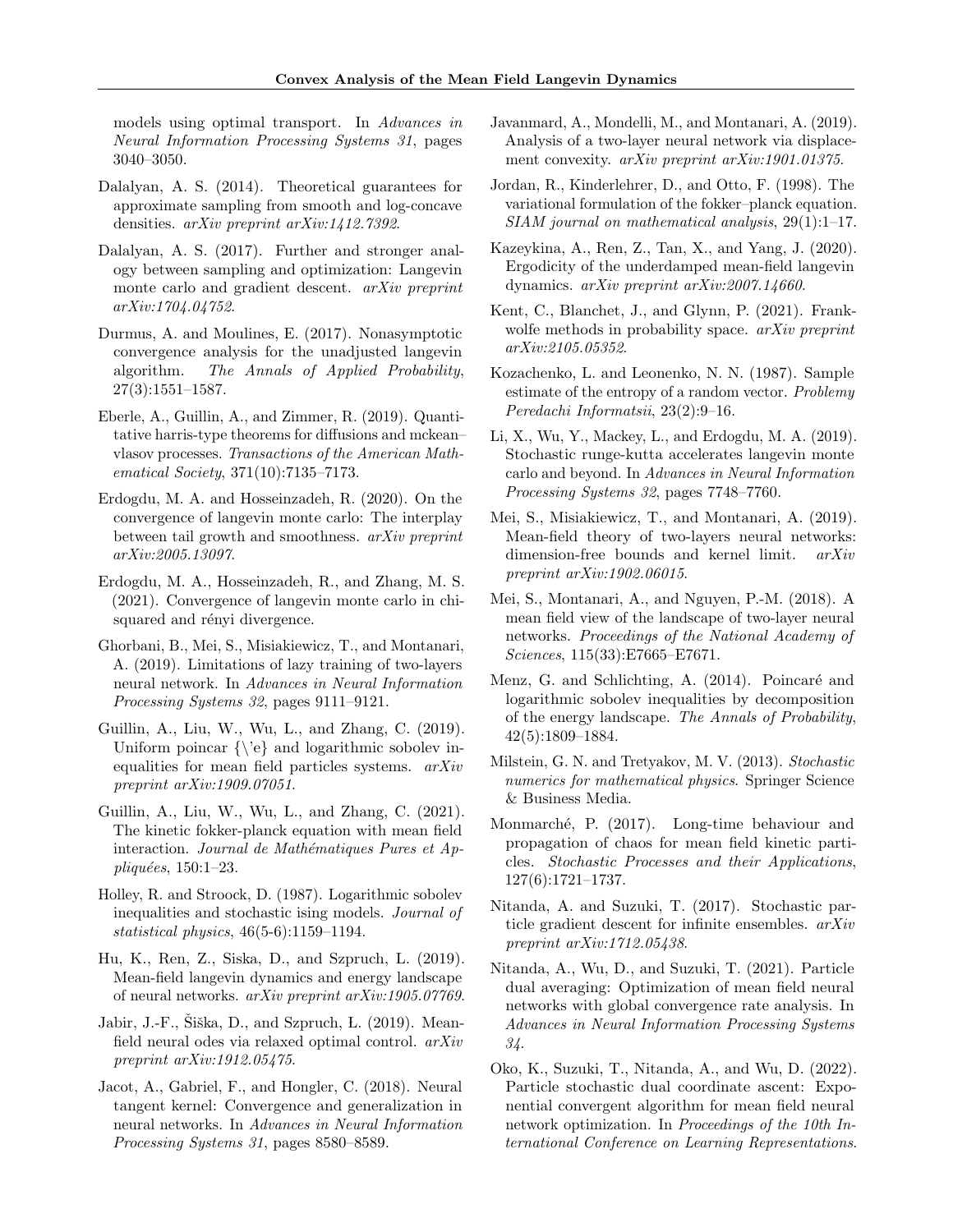models using optimal transport. In *Advances in Neural Information Processing Systems 31*, pages 3040–3050.

Dalalyan, A. S. (2014). Theoretical guarantees for approximate sampling from smooth and log-concave densities. *arXiv preprint arXiv:1412.7392*.

Dalalyan, A. S. (2017). Further and stronger analogy between sampling and optimization: Langevin monte carlo and gradient descent. *arXiv preprint arXiv:1704.04752*.

Durmus, A. and Moulines, E. (2017). Nonasymptotic convergence analysis for the unadjusted langevin algorithm. *The Annals of Applied Probability*, 27(3):1551–1587.

Eberle, A., Guillin, A., and Zimmer, R. (2019). Quantitative harris-type theorems for diffusions and mckean–vlasov processes. *Transactions of the American Mathematical Society*, 371(10):7135–7173.

Erdogdu, M. A. and Hosseinzadeh, R. (2020). On the convergence of langevin monte carlo: The interplay between tail growth and smoothness. *arXiv preprint arXiv:2005.13097*.

Erdogdu, M. A., Hosseinzadeh, R., and Zhang, M. S. (2021). Convergence of langevin monte carlo in chi-squared and rényi divergence.

Ghorbani, B., Mei, S., Misiakiewicz, T., and Montanari, A. (2019). Limitations of lazy training of two-layers neural network. In *Advances in Neural Information Processing Systems 32*, pages 9111–9121.

Guillin, A., Liu, W., Wu, L., and Zhang, C. (2019). Uniform poincar {\'e} and logarithmic sobolev inequalities for mean field particles systems. *arXiv preprint arXiv:1909.07051*.

Guillin, A., Liu, W., Wu, L., and Zhang, C. (2021). The kinetic fokker-planck equation with mean field interaction. *Journal de Mathématiques Pures et Appliquées*, 150:1–23.

Holley, R. and Stroock, D. (1987). Logarithmic sobolev inequalities and stochastic ising models. *Journal of statistical physics*, 46(5-6):1159–1194.

Hu, K., Ren, Z., Siska, D., and Szpruch, L. (2019). Mean-field langevin dynamics and energy landscape of neural networks. *arXiv preprint arXiv:1905.07769*.

Jabir, J.-F., Šiška, D., and Szpruch, Ł. (2019). Mean-field neural odes via relaxed optimal control. *arXiv preprint arXiv:1912.05475*.

Jacot, A., Gabriel, F., and Hongler, C. (2018). Neural tangent kernel: Convergence and generalization in neural networks. In *Advances in Neural Information Processing Systems 31*, pages 8580–8589.

Javanmard, A., Mondelli, M., and Montanari, A. (2019). Analysis of a two-layer neural network via displacement convexity. *arXiv preprint arXiv:1901.01375*.

Jordan, R., Kinderlehrer, D., and Otto, F. (1998). The variational formulation of the fokker–planck equation. *SIAM journal on mathematical analysis*, 29(1):1–17.

Kazeykina, A., Ren, Z., Tan, X., and Yang, J. (2020). Ergodicity of the underdamped mean-field langevin dynamics. *arXiv preprint arXiv:2007.14660*.

Kent, C., Blanchet, J., and Glynn, P. (2021). Frank-wolfe methods in probability space. *arXiv preprint arXiv:2105.05352*.

Kozachenko, L. and Leonenko, N. N. (1987). Sample estimate of the entropy of a random vector. *Problemy Peredachi Informatsii*, 23(2):9–16.

Li, X., Wu, Y., Mackey, L., and Erdogdu, M. A. (2019). Stochastic runge-kutta accelerates langevin monte carlo and beyond. In *Advances in Neural Information Processing Systems 32*, pages 7748–7760.

Mei, S., Misiakiewicz, T., and Montanari, A. (2019). Mean-field theory of two-layers neural networks: dimension-free bounds and kernel limit. *arXiv preprint arXiv:1902.06015*.

Mei, S., Montanari, A., and Nguyen, P.-M. (2018). A mean field view of the landscape of two-layer neural networks. *Proceedings of the National Academy of Sciences*, 115(33):E7665–E7671.

Menz, G. and Schlichting, A. (2014). Poincaré and logarithmic sobolev inequalities by decomposition of the energy landscape. *The Annals of Probability*, 42(5):1809–1884.

Milstein, G. N. and Tretyakov, M. V. (2013). *Stochastic numerics for mathematical physics*. Springer Science & Business Media.

Monmarché, P. (2017). Long-time behaviour and propagation of chaos for mean field kinetic particles. *Stochastic Processes and their Applications*, 127(6):1721–1737.

Nitanda, A. and Suzuki, T. (2017). Stochastic particle gradient descent for infinite ensembles. *arXiv preprint arXiv:1712.05438*.

Nitanda, A., Wu, D., and Suzuki, T. (2021). Particle dual averaging: Optimization of mean field neural networks with global convergence rate analysis. In *Advances in Neural Information Processing Systems 34*.

Oko, K., Suzuki, T., Nitanda, A., and Wu, D. (2022). Particle stochastic dual coordinate ascent: Exponential convergent algorithm for mean field neural network optimization. In *Proceedings of the 10th International Conference on Learning Representations*.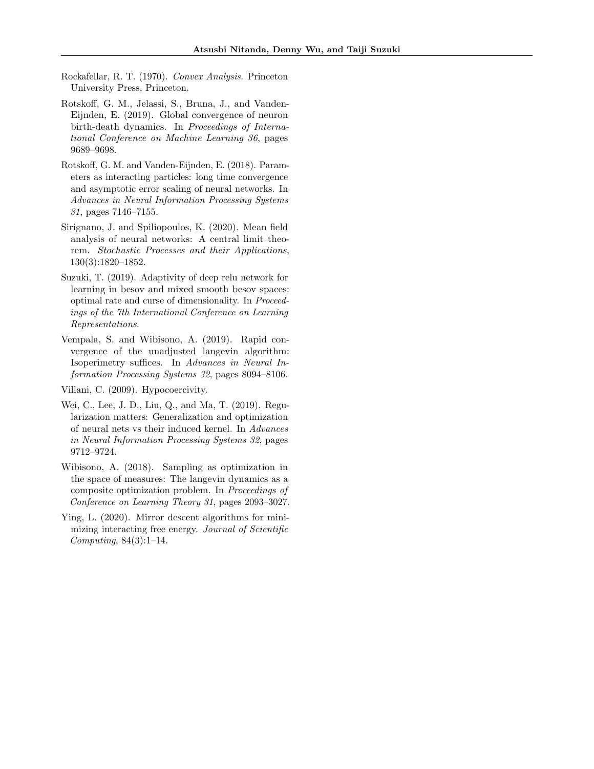Rockafellar, R. T. (1970). *Convex Analysis*. Princeton University Press, Princeton.

Rotskoff, G. M., Jelassi, S., Bruna, J., and Vanden-Eijnden, E. (2019). Global convergence of neuron birth-death dynamics. In *Proceedings of International Conference on Machine Learning 36*, pages 9689–9698.

Rotskoff, G. M. and Vanden-Eijnden, E. (2018). Parameters as interacting particles: long time convergence and asymptotic error scaling of neural networks. In *Advances in Neural Information Processing Systems 31*, pages 7146–7155.

Sirignano, J. and Spiliopoulos, K. (2020). Mean field analysis of neural networks: A central limit theorem. *Stochastic Processes and their Applications*, 130(3):1820–1852.

Suzuki, T. (2019). Adaptivity of deep relu network for learning in besov and mixed smooth besov spaces: optimal rate and curse of dimensionality. In *Proceedings of the 7th International Conference on Learning Representations*.

Vempala, S. and Wibisono, A. (2019). Rapid convergence of the unadjusted langevin algorithm: Isoperimetry suffices. In *Advances in Neural Information Processing Systems 32*, pages 8094–8106.

Villani, C. (2009). Hypocoercivity.

Wei, C., Lee, J. D., Liu, Q., and Ma, T. (2019). Regularization matters: Generalization and optimization of neural nets vs their induced kernel. In *Advances in Neural Information Processing Systems 32*, pages 9712–9724.

Wibisono, A. (2018). Sampling as optimization in the space of measures: The langevin dynamics as a composite optimization problem. In *Proceedings of Conference on Learning Theory 31*, pages 2093–3027.

Ying, L. (2020). Mirror descent algorithms for minimizing interacting free energy. *Journal of Scientific Computing*, 84(3):1–14.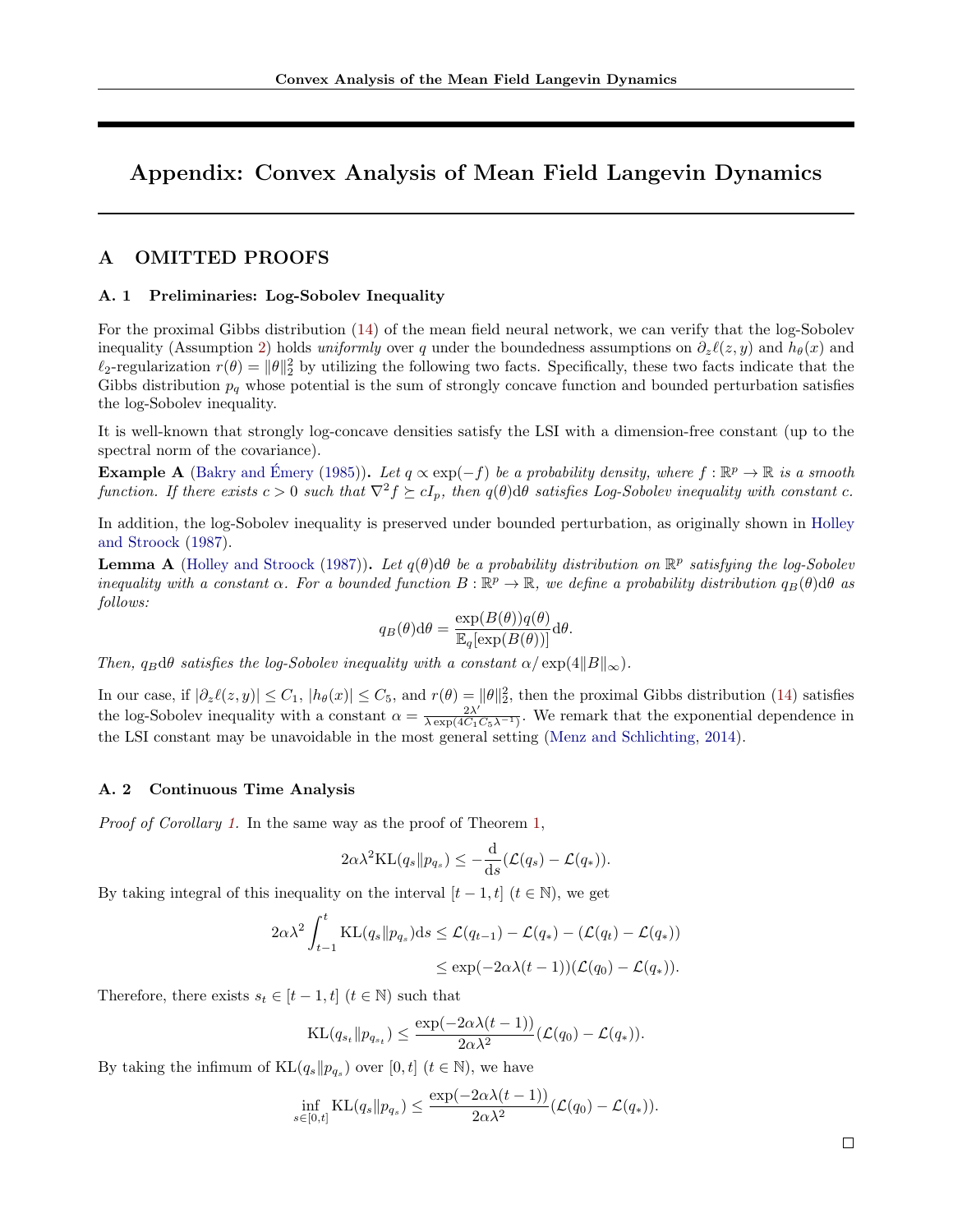# Appendix: Convex Analysis of Mean Field Langevin Dynamics

## A OMITTED PROOFS

### A. 1 Preliminaries: Log-Sobolev Inequality

For the proximal Gibbs distribution (14) of the mean field neural network, we can verify that the log-Sobolev inequality (Assumption 2) holds *uniformly* over $q$ under the boundedness assumptions on $\partial_z \ell(z, y)$ and $h_\theta(x)$ and $\ell_2$-regularization $r(\theta) = \|\theta\|_2^2$ by utilizing the following two facts. Specifically, these two facts indicate that the Gibbs distribution $p_q$ whose potential is the sum of strongly concave function and bounded perturbation satisfies the log-Sobolev inequality.

It is well-known that strongly log-concave densities satisfy the LSI with a dimension-free constant (up to the spectral norm of the covariance).

**Example A** (Bakry and Émery (1985))**.** *Let $q \propto \exp(-f)$ be a probability density, where $f : \mathbb{R}^p \to \mathbb{R}$ is a smooth function. If there exists $c > 0$ such that $\nabla^2 f \succeq c I_p$, then $q(\theta)\mathrm{d}\theta$ satisfies Log-Sobolev inequality with constant $c$.*

In addition, the log-Sobolev inequality is preserved under bounded perturbation, as originally shown in Holley and Stroock (1987).

**Lemma A** (Holley and Stroock (1987))**.** *Let $q(\theta)\mathrm{d}\theta$ be a probability distribution on $\mathbb{R}^p$ satisfying the log-Sobolev inequality with a constant $\alpha$. For a bounded function $B : \mathbb{R}^p \to \mathbb{R}$, we define a probability distribution $q_B(\theta)\mathrm{d}\theta$ as follows:*

$$
q_B(\theta)\mathrm{d}\theta = \frac{\exp(B(\theta))q(\theta)}{\mathbb{E}_q[\exp(B(\theta))]}\mathrm{d}\theta.
$$

*Then, $q_B\mathrm{d}\theta$ satisfies the log-Sobolev inequality with a constant $\alpha/\exp(4\|B\|_\infty)$.*

In our case, if $|\partial_z \ell(z, y)| \le C_1$, $|h_\theta(x)| \le C_5$, and $r(\theta) = \|\theta\|_2^2$, then the proximal Gibbs distribution (14) satisfies the log-Sobolev inequality with a constant $\alpha = \frac{2\lambda'}{\lambda \exp(4C_1 C_5 \lambda^{-1})}$. We remark that the exponential dependence in the LSI constant may be unavoidable in the most general setting (Menz and Schlichting, 2014).

### A. 2 Continuous Time Analysis

*Proof of Corollary 1.* In the same way as the proof of Theorem 1,

$$
2\alpha\lambda^2 \mathrm{KL}(q_s \| p_{q_s}) \le -\frac{\mathrm{d}}{\mathrm{d}s}(\mathcal{L}(q_s) - \mathcal{L}(q_*)).
$$

By taking integral of this inequality on the interval $[t-1, t]$ $(t \in \mathbb{N})$, we get

$$
\begin{aligned}
2\alpha\lambda^2 \int_{t-1}^{t} \mathrm{KL}(q_s \| p_{q_s})\mathrm{d}s &\le \mathcal{L}(q_{t-1}) - \mathcal{L}(q_*) - (\mathcal{L}(q_t) - \mathcal{L}(q_*)) \\
&\le \exp(-2\alpha\lambda(t-1))(\mathcal{L}(q_0) - \mathcal{L}(q_*)).
\end{aligned}
$$

Therefore, there exists $s_t \in [t-1, t]$ $(t \in \mathbb{N})$ such that

$$
\mathrm{KL}(q_{s_t} \| p_{q_{s_t}}) \le \frac{\exp(-2\alpha\lambda(t-1))}{2\alpha\lambda^2}(\mathcal{L}(q_0) - \mathcal{L}(q_*)).
$$

By taking the infimum of $\mathrm{KL}(q_s \| p_{q_s})$ over $[0, t]$ $(t \in \mathbb{N})$, we have

$$
\inf_{s \in [0,t]} \mathrm{KL}(q_s \| p_{q_s}) \le \frac{\exp(-2\alpha\lambda(t-1))}{2\alpha\lambda^2}(\mathcal{L}(q_0) - \mathcal{L}(q_*)).
$$

□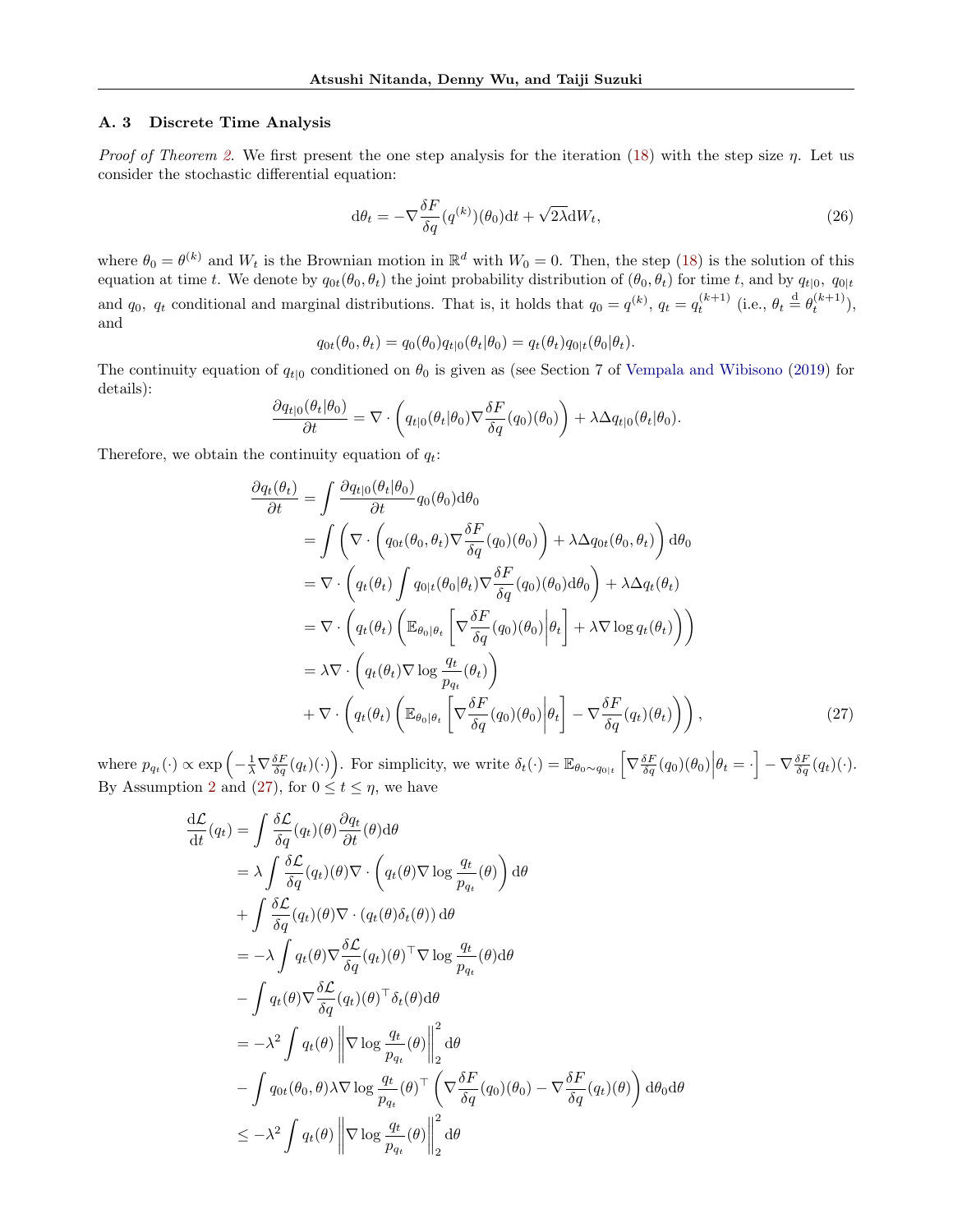### A. 3 Discrete Time Analysis

*Proof of Theorem 2.* We first present the one step analysis for the iteration (18) with the step size $\eta$. Let us consider the stochastic differential equation:

$$
\mathrm{d}\theta_t = -\nabla \frac{\delta F}{\delta q}(q^{(k)})(\theta_0)\mathrm{d}t + \sqrt{2\lambda}\mathrm{d}W_t, \tag{26}
$$

where $\theta_0 = \theta^{(k)}$ and $W_t$ is the Brownian motion in $\mathbb{R}^d$ with $W_0 = 0$. Then, the step (18) is the solution of this equation at time $t$. We denote by $q_{0t}(\theta_0, \theta_t)$ the joint probability distribution of $(\theta_0, \theta_t)$ for time $t$, and by $q_{t|0}$, $q_{0|t}$ and $q_0$, $q_t$ conditional and marginal distributions. That is, it holds that $q_0 = q^{(k)}$, $q_t = q_t^{(k+1)}$ (i.e., $\theta_t \overset{\mathrm{d}}{=} \theta_t^{(k+1)}$), and

$$
q_{0t}(\theta_0, \theta_t) = q_0(\theta_0) q_{t|0}(\theta_t|\theta_0) = q_t(\theta_t) q_{0|t}(\theta_0|\theta_t).
$$

The continuity equation of $q_{t|0}$ conditioned on $\theta_0$ is given as (see Section 7 of Vempala and Wibisono (2019) for details):

$$
\frac{\partial q_{t|0}(\theta_t|\theta_0)}{\partial t} = \nabla \cdot \left( q_{t|0}(\theta_t|\theta_0) \nabla \frac{\delta F}{\delta q}(q_0)(\theta_0) \right) + \lambda \Delta q_{t|0}(\theta_t|\theta_0).
$$

Therefore, we obtain the continuity equation of $q_t$:

$$
\begin{aligned}
\frac{\partial q_t(\theta_t)}{\partial t} &= \int \frac{\partial q_{t|0}(\theta_t|\theta_0)}{\partial t} q_0(\theta_0) \mathrm{d}\theta_0 \\
&= \int \left( \nabla \cdot \left( q_{0t}(\theta_0, \theta_t) \nabla \frac{\delta F}{\delta q}(q_0)(\theta_0) \right) + \lambda \Delta q_{0t}(\theta_0, \theta_t) \right) \mathrm{d}\theta_0 \\
&= \nabla \cdot \left( q_t(\theta_t) \int q_{0|t}(\theta_0|\theta_t) \nabla \frac{\delta F}{\delta q}(q_0)(\theta_0) \mathrm{d}\theta_0 \right) + \lambda \Delta q_t(\theta_t) \\
&= \nabla \cdot \left( q_t(\theta_t) \left( \mathbb{E}_{\theta_0|\theta_t} \left[ \nabla \frac{\delta F}{\delta q}(q_0)(\theta_0) \middle| \theta_t \right] + \lambda \nabla \log q_t(\theta_t) \right) \right) \\
&= \lambda \nabla \cdot \left( q_t(\theta_t) \nabla \log \frac{q_t}{p_{q_t}}(\theta_t) \right) \\
&+ \nabla \cdot \left( q_t(\theta_t) \left( \mathbb{E}_{\theta_0|\theta_t} \left[ \nabla \frac{\delta F}{\delta q}(q_0)(\theta_0) \middle| \theta_t \right] - \nabla \frac{\delta F}{\delta q}(q_t)(\theta_t) \right) \right),
\end{aligned} \tag{27}
$$

where $p_{q_t}(\cdot) \propto \exp\left( -\frac{1}{\lambda} \nabla \frac{\delta F}{\delta q}(q_t)(\cdot) \right)$. For simplicity, we write $\delta_t(\cdot) = \mathbb{E}_{\theta_0 \sim q_{0|t}} \left[ \nabla \frac{\delta F}{\delta q}(q_0)(\theta_0) \middle| \theta_t = \cdot \right] - \nabla \frac{\delta F}{\delta q}(q_t)(\cdot)$. By Assumption 2 and (27), for $0 \leq t \leq \eta$, we have

$$
\begin{aligned}
\frac{\mathrm{d}\mathcal{L}}{\mathrm{d}t}(q_t) &= \int \frac{\delta \mathcal{L}}{\delta q}(q_t)(\theta) \frac{\partial q_t}{\partial t}(\theta) \mathrm{d}\theta \\
&= \lambda \int \frac{\delta \mathcal{L}}{\delta q}(q_t)(\theta) \nabla \cdot \left( q_t(\theta) \nabla \log \frac{q_t}{p_{q_t}}(\theta) \right) \mathrm{d}\theta \\
&+ \int \frac{\delta \mathcal{L}}{\delta q}(q_t)(\theta) \nabla \cdot (q_t(\theta) \delta_t(\theta)) \mathrm{d}\theta \\
&= -\lambda \int q_t(\theta) \nabla \frac{\delta \mathcal{L}}{\delta q}(q_t)(\theta)^\top \nabla \log \frac{q_t}{p_{q_t}}(\theta) \mathrm{d}\theta \\
&- \int q_t(\theta) \nabla \frac{\delta \mathcal{L}}{\delta q}(q_t)(\theta)^\top \delta_t(\theta) \mathrm{d}\theta \\
&= -\lambda^2 \int q_t(\theta) \left\| \nabla \log \frac{q_t}{p_{q_t}}(\theta) \right\|_2^2 \mathrm{d}\theta \\
&- \int q_{0t}(\theta_0, \theta) \lambda \nabla \log \frac{q_t}{p_{q_t}}(\theta)^\top \left( \nabla \frac{\delta F}{\delta q}(q_0)(\theta_0) - \nabla \frac{\delta F}{\delta q}(q_t)(\theta) \right) \mathrm{d}\theta_0 \mathrm{d}\theta \\
&\leq -\lambda^2 \int q_t(\theta) \left\| \nabla \log \frac{q_t}{p_{q_t}}(\theta) \right\|_2^2 \mathrm{d}\theta
\end{aligned}
$$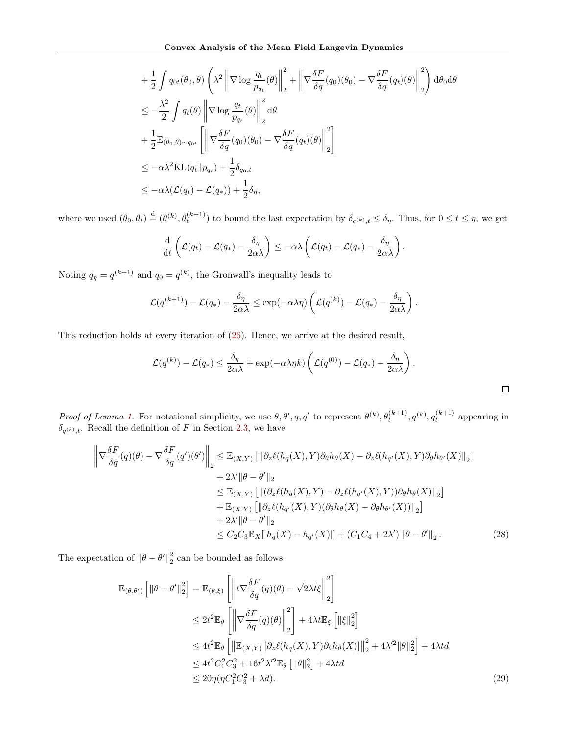$$
\begin{aligned}
&+ \frac{1}{2}\int q_{0t}(\theta_0,\theta)\left(\lambda^2\left\|\nabla \log\frac{q_t}{p_{q_t}}(\theta)\right\|_2^2 + \left\|\nabla\frac{\delta F}{\delta q}(q_0)(\theta_0) - \nabla\frac{\delta F}{\delta q}(q_t)(\theta)\right\|_2^2\right)\mathrm{d}\theta_0\mathrm{d}\theta \\
&\leq -\frac{\lambda^2}{2}\int q_t(\theta)\left\|\nabla\log\frac{q_t}{p_{q_t}}(\theta)\right\|_2^2\mathrm{d}\theta \\
&+ \frac{1}{2}\mathbb{E}_{(\theta_0,\theta)\sim q_{0t}}\left[\left\|\nabla\frac{\delta F}{\delta q}(q_0)(\theta_0) - \nabla\frac{\delta F}{\delta q}(q_t)(\theta)\right\|_2^2\right] \\
&\leq -\alpha\lambda^2 \mathrm{KL}(q_t\|p_{q_t}) + \frac{1}{2}\delta_{q_0,t} \\
&\leq -\alpha\lambda(\mathcal{L}(q_t) - \mathcal{L}(q_*)) + \frac{1}{2}\delta_\eta,
\end{aligned}
$$

where we used $(\theta_0,\theta_t) \stackrel{\mathrm{d}}{=} (\theta^{(k)},\theta_t^{(k+1)})$ to bound the last expectation by $\delta_{q^{(k)},t} \leq \delta_\eta$. Thus, for $0 \leq t \leq \eta$, we get

$$
\frac{\mathrm{d}}{\mathrm{d}t}\left(\mathcal{L}(q_t) - \mathcal{L}(q_*) - \frac{\delta_\eta}{2\alpha\lambda}\right) \leq -\alpha\lambda\left(\mathcal{L}(q_t) - \mathcal{L}(q_*) - \frac{\delta_\eta}{2\alpha\lambda}\right).
$$

Noting $q_\eta = q^{(k+1)}$ and $q_0 = q^{(k)}$, the Gronwall's inequality leads to

$$
\mathcal{L}(q^{(k+1)}) - \mathcal{L}(q_*) - \frac{\delta_\eta}{2\alpha\lambda} \leq \exp(-\alpha\lambda\eta)\left(\mathcal{L}(q^{(k)}) - \mathcal{L}(q_*) - \frac{\delta_\eta}{2\alpha\lambda}\right).
$$

This reduction holds at every iteration of (26). Hence, we arrive at the desired result,

$$
\mathcal{L}(q^{(k)}) - \mathcal{L}(q_*) \leq \frac{\delta_\eta}{2\alpha\lambda} + \exp(-\alpha\lambda\eta k)\left(\mathcal{L}(q^{(0)}) - \mathcal{L}(q_*) - \frac{\delta_\eta}{2\alpha\lambda}\right).
$$

□

*Proof of Lemma 1.* For notational simplicity, we use $\theta,\theta',q,q'$ to represent $\theta^{(k)},\theta_t^{(k+1)},q^{(k)},q_t^{(k+1)}$ appearing in $\delta_{q^{(k)},t}$. Recall the definition of $F$ in Section 2.3, we have

$$
\begin{aligned}
\left\|\nabla\frac{\delta F}{\delta q}(q)(\theta) - \nabla\frac{\delta F}{\delta q}(q')(\theta')\right\|_2 &\leq \mathbb{E}_{(X,Y)}\left[\|\partial_z\ell(h_q(X),Y)\partial_\theta h_\theta(X) - \partial_z\ell(h_{q'}(X),Y)\partial_\theta h_{\theta'}(X)\|_2\right] \\
&\quad + 2\lambda'\|\theta-\theta'\|_2 \\
&\leq \mathbb{E}_{(X,Y)}\left[\|(\partial_z\ell(h_q(X),Y) - \partial_z\ell(h_{q'}(X),Y))\partial_\theta h_\theta(X)\|_2\right] \\
&\quad + \mathbb{E}_{(X,Y)}\left[\|\partial_z\ell(h_{q'}(X),Y)(\partial_\theta h_\theta(X) - \partial_\theta h_{\theta'}(X))\|_2\right] \\
&\quad + 2\lambda'\|\theta-\theta'\|_2 \\
&\leq C_2C_3\mathbb{E}_X[|h_q(X) - h_{q'}(X)|] + (C_1C_4 + 2\lambda')\|\theta-\theta'\|_2. \qquad (28)
\end{aligned}
$$

The expectation of $\|\theta-\theta'\|_2^2$ can be bounded as follows:

$$
\begin{aligned}
\mathbb{E}_{(\theta,\theta')}\left[\|\theta-\theta'\|_2^2\right] &= \mathbb{E}_{(\theta,\xi)}\left[\left\|t\nabla\frac{\delta F}{\delta q}(q)(\theta) - \sqrt{2\lambda t}\xi\right\|_2^2\right] \\
&\leq 2t^2\mathbb{E}_\theta\left[\left\|\nabla\frac{\delta F}{\delta q}(q)(\theta)\right\|_2^2\right] + 4\lambda t\mathbb{E}_\xi\left[\|\xi\|_2^2\right] \\
&\leq 4t^2\mathbb{E}_\theta\left[\left\|\mathbb{E}_{(X,Y)}\left[\partial_z\ell(h_q(X),Y)\partial_\theta h_\theta(X)\right]\right\|_2^2 + 4\lambda'^2\|\theta\|_2^2\right] + 4\lambda td \\
&\leq 4t^2C_1^2C_3^2 + 16t^2\lambda'^2\mathbb{E}_\theta\left[\|\theta\|_2^2\right] + 4\lambda td \\
&\leq 20\eta(\eta C_1^2C_3^2 + \lambda d). \qquad (29)
\end{aligned}
$$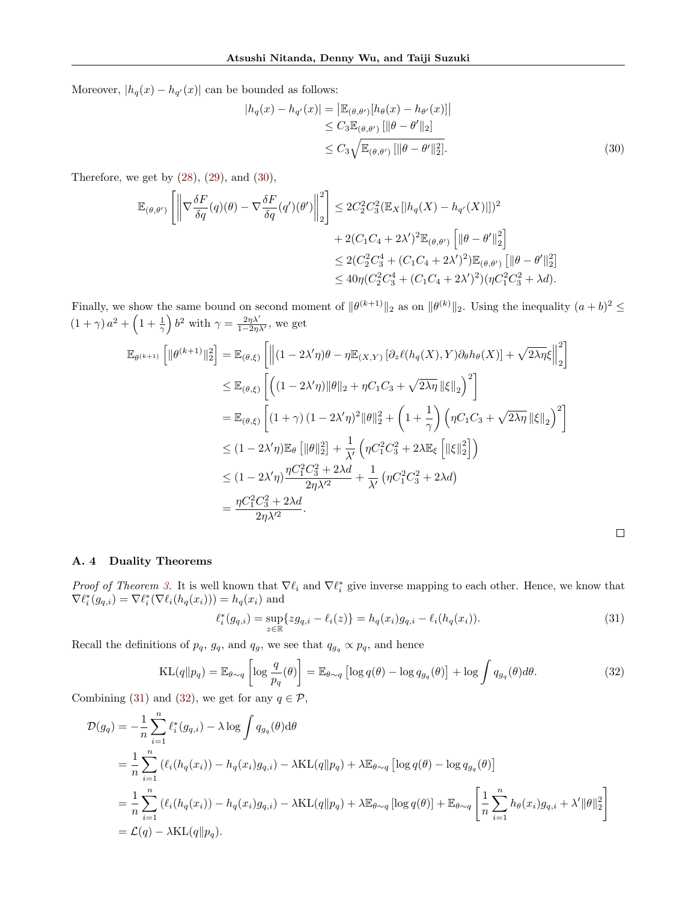Moreover, $|h_q(x) - h_{q'}(x)|$ can be bounded as follows:

$$
\begin{aligned}
|h_q(x) - h_{q'}(x)| &= \left|\mathbb{E}_{(\theta,\theta')}[h_\theta(x) - h_{\theta'}(x)]\right| \\
&\leq C_3 \mathbb{E}_{(\theta,\theta')}\left[\|\theta - \theta'\|_2\right] \\
&\leq C_3 \sqrt{\mathbb{E}_{(\theta,\theta')}\left[\|\theta - \theta'\|_2^2\right]}. \qquad (30)
\end{aligned}
$$

Therefore, we get by (28), (29), and (30),

$$
\begin{aligned}
\mathbb{E}_{(\theta,\theta')}\left[\left\|\nabla \frac{\delta F}{\delta q}(q)(\theta) - \nabla \frac{\delta F}{\delta q}(q')(\theta')\right\|_2^2\right] &\leq 2C_2^2 C_3^2 (\mathbb{E}_X[|h_q(X) - h_{q'}(X)|])^2 \\
&\quad + 2(C_1 C_4 + 2\lambda')^2 \mathbb{E}_{(\theta,\theta')}\left[\|\theta - \theta'\|_2^2\right] \\
&\leq 2(C_2^2 C_3^4 + (C_1 C_4 + 2\lambda')^2)\mathbb{E}_{(\theta,\theta')}\left[\|\theta - \theta'\|_2^2\right] \\
&\leq 40\eta(C_2^2 C_3^4 + (C_1 C_4 + 2\lambda')^2)(\eta C_1^2 C_3^2 + \lambda d).
\end{aligned}
$$

Finally, we show the same bound on second moment of $\|\theta^{(k+1)}\|_2$ as on $\|\theta^{(k)}\|_2$. Using the inequality $(a+b)^2 \leq (1+\gamma)\, a^2 + \left(1 + \frac{1}{\gamma}\right) b^2$ with $\gamma = \frac{2\eta\lambda'}{1 - 2\eta\lambda'}$, we get

$$
\begin{aligned}
\mathbb{E}_{\theta^{(k+1)}}\left[\|\theta^{(k+1)}\|_2^2\right] &= \mathbb{E}_{(\theta,\xi)}\left[\left\|(1 - 2\lambda'\eta)\theta - \eta \mathbb{E}_{(X,Y)}\left[\partial_z \ell(h_q(X), Y)\partial_\theta h_\theta(X)\right] + \sqrt{2\lambda\eta}\xi\right\|_2^2\right] \\
&\leq \mathbb{E}_{(\theta,\xi)}\left[\left((1 - 2\lambda'\eta)\|\theta\|_2 + \eta C_1 C_3 + \sqrt{2\lambda\eta}\,\|\xi\|_2\right)^2\right] \\
&= \mathbb{E}_{(\theta,\xi)}\left[(1+\gamma)\,(1 - 2\lambda'\eta)^2\|\theta\|_2^2 + \left(1 + \frac{1}{\gamma}\right)\left(\eta C_1 C_3 + \sqrt{2\lambda\eta}\,\|\xi\|_2\right)^2\right] \\
&\leq (1 - 2\lambda'\eta)\mathbb{E}_\theta\left[\|\theta\|_2^2\right] + \frac{1}{\lambda'}\left(\eta C_1^2 C_3^2 + 2\lambda \mathbb{E}_\xi\left[\|\xi\|_2^2\right]\right) \\
&\leq (1 - 2\lambda'\eta)\frac{\eta C_1^2 C_3^2 + 2\lambda d}{2\eta\lambda'^2} + \frac{1}{\lambda'}\left(\eta C_1^2 C_3^2 + 2\lambda d\right) \\
&= \frac{\eta C_1^2 C_3^2 + 2\lambda d}{2\eta\lambda'^2}.
\end{aligned}
$$

□

## A. 4 Duality Theorems

*Proof of Theorem 3.* It is well known that $\nabla \ell_i$ and $\nabla \ell_i^*$ give inverse mapping to each other. Hence, we know that $\nabla \ell_i^*(g_{q,i}) = \nabla \ell_i^*(\nabla \ell_i(h_q(x_i))) = h_q(x_i)$ and

$$
\ell_i^*(g_{q,i}) = \sup_{z \in \mathbb{R}}\{z g_{q,i} - \ell_i(z)\} = h_q(x_i) g_{q,i} - \ell_i(h_q(x_i)). \qquad (31)
$$

Recall the definitions of $p_q$, $g_q$, and $q_g$, we see that $q_{g_q} \propto p_q$, and hence

$$
\mathrm{KL}(q \| p_q) = \mathbb{E}_{\theta \sim q}\left[\log \frac{q}{p_q}(\theta)\right] = \mathbb{E}_{\theta \sim q}\left[\log q(\theta) - \log q_{g_q}(\theta)\right] + \log \int q_{g_q}(\theta) d\theta. \qquad (32)
$$

Combining (31) and (32), we get for any $q \in \mathcal{P}$,

$$
\begin{aligned}
\mathcal{D}(g_q) &= -\frac{1}{n}\sum_{i=1}^n \ell_i^*(g_{q,i}) - \lambda \log \int q_{g_q}(\theta) \mathrm{d}\theta \\
&= \frac{1}{n}\sum_{i=1}^n \left(\ell_i(h_q(x_i)) - h_q(x_i) g_{q,i}\right) - \lambda \mathrm{KL}(q \| p_q) + \lambda \mathbb{E}_{\theta \sim q}\left[\log q(\theta) - \log q_{g_q}(\theta)\right] \\
&= \frac{1}{n}\sum_{i=1}^n \left(\ell_i(h_q(x_i)) - h_q(x_i) g_{q,i}\right) - \lambda \mathrm{KL}(q \| p_q) + \lambda \mathbb{E}_{\theta \sim q}\left[\log q(\theta)\right] + \mathbb{E}_{\theta \sim q}\left[\frac{1}{n}\sum_{i=1}^n h_\theta(x_i) g_{q,i} + \lambda' \|\theta\|_2^2\right] \\
&= \mathcal{L}(q) - \lambda \mathrm{KL}(q \| p_q).
\end{aligned}
$$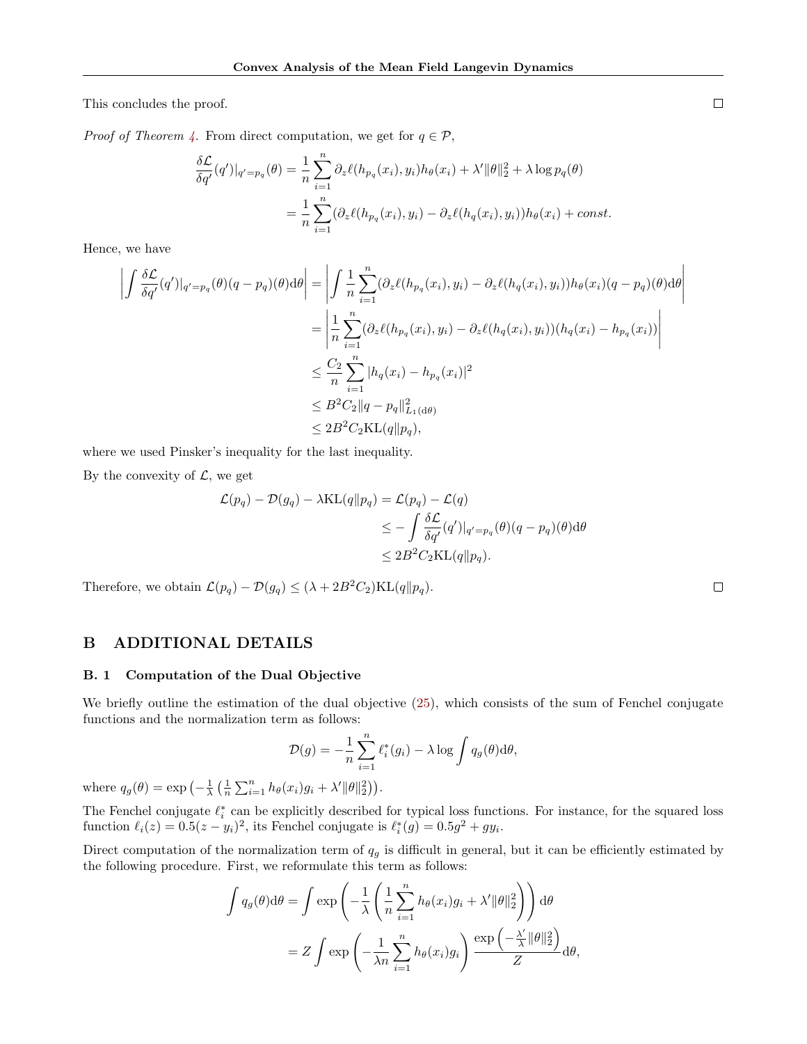This concludes the proof. ∎

*Proof of Theorem 4.* From direct computation, we get for $q \in \mathcal{P}$,

$$
\begin{aligned}
\frac{\delta \mathcal{L}}{\delta q'}(q')|_{q'=p_q}(\theta) &= \frac{1}{n}\sum_{i=1}^{n} \partial_z \ell(h_{p_q}(x_i), y_i) h_\theta(x_i) + \lambda' \|\theta\|_2^2 + \lambda \log p_q(\theta) \\
&= \frac{1}{n}\sum_{i=1}^{n} (\partial_z \ell(h_{p_q}(x_i), y_i) - \partial_z \ell(h_q(x_i), y_i)) h_\theta(x_i) + const.
\end{aligned}
$$

Hence, we have

$$
\begin{aligned}
\left| \int \frac{\delta \mathcal{L}}{\delta q'}(q')|_{q'=p_q}(\theta)(q - p_q)(\theta)\mathrm{d}\theta \right| &= \left| \int \frac{1}{n}\sum_{i=1}^{n} (\partial_z \ell(h_{p_q}(x_i), y_i) - \partial_z \ell(h_q(x_i), y_i)) h_\theta(x_i)(q - p_q)(\theta)\mathrm{d}\theta \right| \\
&= \left| \frac{1}{n}\sum_{i=1}^{n} (\partial_z \ell(h_{p_q}(x_i), y_i) - \partial_z \ell(h_q(x_i), y_i))(h_q(x_i) - h_{p_q}(x_i)) \right| \\
&\leq \frac{C_2}{n}\sum_{i=1}^{n} |h_q(x_i) - h_{p_q}(x_i)|^2 \\
&\leq B^2 C_2 \|q - p_q\|_{L_1(\mathrm{d}\theta)}^2 \\
&\leq 2B^2 C_2 \mathrm{KL}(q\|p_q),
\end{aligned}
$$

where we used Pinsker's inequality for the last inequality.

By the convexity of $\mathcal{L}$, we get

$$
\begin{aligned}
\mathcal{L}(p_q) - \mathcal{D}(g_q) - \lambda \mathrm{KL}(q\|p_q) &= \mathcal{L}(p_q) - \mathcal{L}(q) \\
&\leq -\int \frac{\delta \mathcal{L}}{\delta q'}(q')|_{q'=p_q}(\theta)(q - p_q)(\theta)\mathrm{d}\theta \\
&\leq 2B^2 C_2 \mathrm{KL}(q\|p_q).
\end{aligned}
$$

Therefore, we obtain $\mathcal{L}(p_q) - \mathcal{D}(g_q) \leq (\lambda + 2B^2 C_2)\mathrm{KL}(q\|p_q)$. ∎

# B ADDITIONAL DETAILS

## B. 1 Computation of the Dual Objective

We briefly outline the estimation of the dual objective (25), which consists of the sum of Fenchel conjugate functions and the normalization term as follows:

$$
\mathcal{D}(g) = -\frac{1}{n}\sum_{i=1}^{n} \ell_i^*(g_i) - \lambda \log \int q_g(\theta)\mathrm{d}\theta,
$$

where $q_g(\theta) = \exp\left(-\frac{1}{\lambda}\left(\frac{1}{n}\sum_{i=1}^{n} h_\theta(x_i)g_i + \lambda'\|\theta\|_2^2\right)\right)$.

The Fenchel conjugate $\ell_i^*$ can be explicitly described for typical loss functions. For instance, for the squared loss function $\ell_i(z) = 0.5(z - y_i)^2$, its Fenchel conjugate is $\ell_i^*(g) = 0.5g^2 + gy_i$.

Direct computation of the normalization term of $q_g$ is difficult in general, but it can be efficiently estimated by the following procedure. First, we reformulate this term as follows:

$$
\begin{aligned}
\int q_g(\theta)\mathrm{d}\theta &= \int \exp\left(-\frac{1}{\lambda}\left(\frac{1}{n}\sum_{i=1}^{n} h_\theta(x_i)g_i + \lambda'\|\theta\|_2^2\right)\right)\mathrm{d}\theta \\
&= Z \int \exp\left(-\frac{1}{\lambda n}\sum_{i=1}^{n} h_\theta(x_i)g_i\right) \frac{\exp\left(-\frac{\lambda'}{\lambda}\|\theta\|_2^2\right)}{Z}\mathrm{d}\theta,
\end{aligned}
$$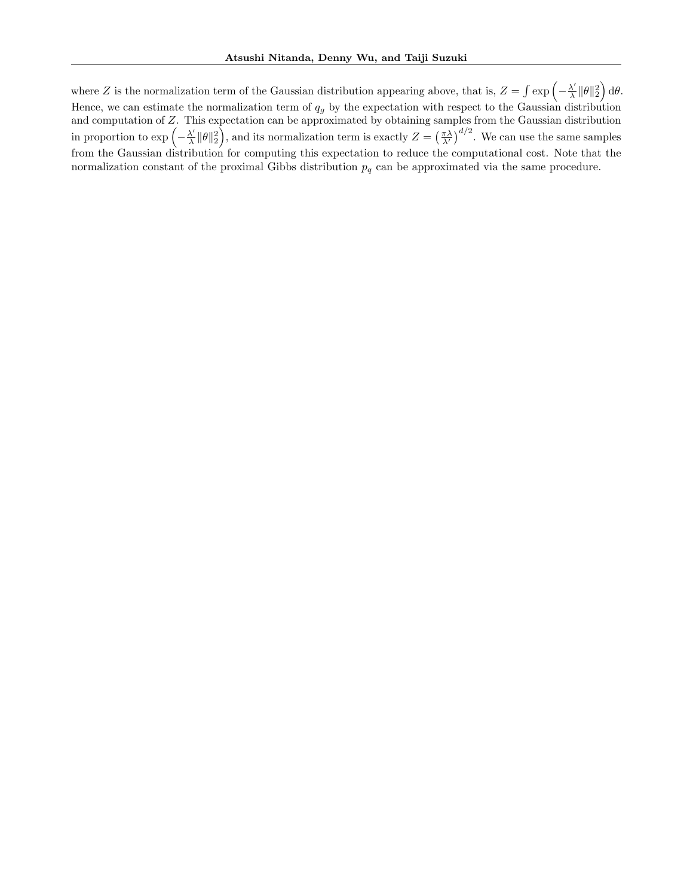where $Z$ is the normalization term of the Gaussian distribution appearing above, that is, $Z = \int \exp\left(-\frac{\lambda'}{\lambda}\|\theta\|_2^2\right)\mathrm{d}\theta$. Hence, we can estimate the normalization term of $q_g$ by the expectation with respect to the Gaussian distribution and computation of $Z$. This expectation can be approximated by obtaining samples from the Gaussian distribution in proportion to $\exp\left(-\frac{\lambda'}{\lambda}\|\theta\|_2^2\right)$, and its normalization term is exactly $Z = \left(\frac{\pi\lambda}{\lambda'}\right)^{d/2}$. We can use the same samples from the Gaussian distribution for computing this expectation to reduce the computational cost. Note that the normalization constant of the proximal Gibbs distribution $p_q$ can be approximated via the same procedure.